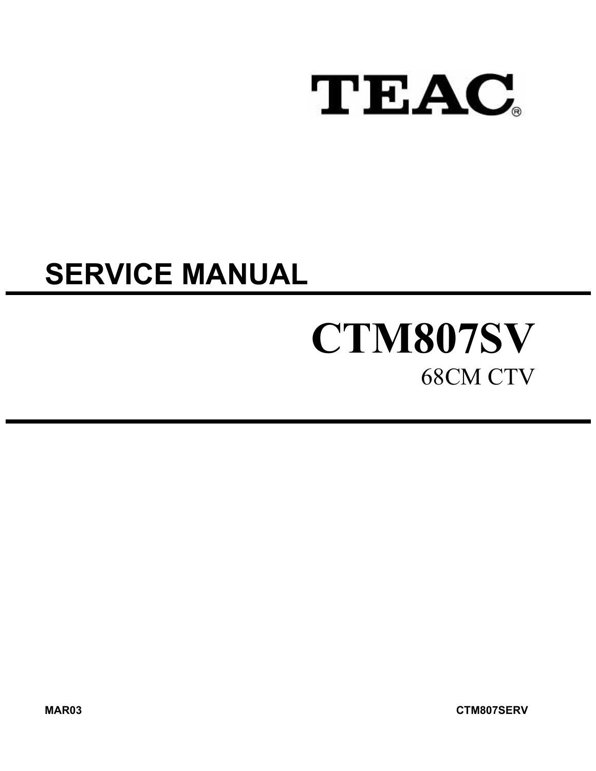# TEAC®

## SERVICE MANUAL

# CTM807SV

68CM CTV

MAR03

CTM807SERV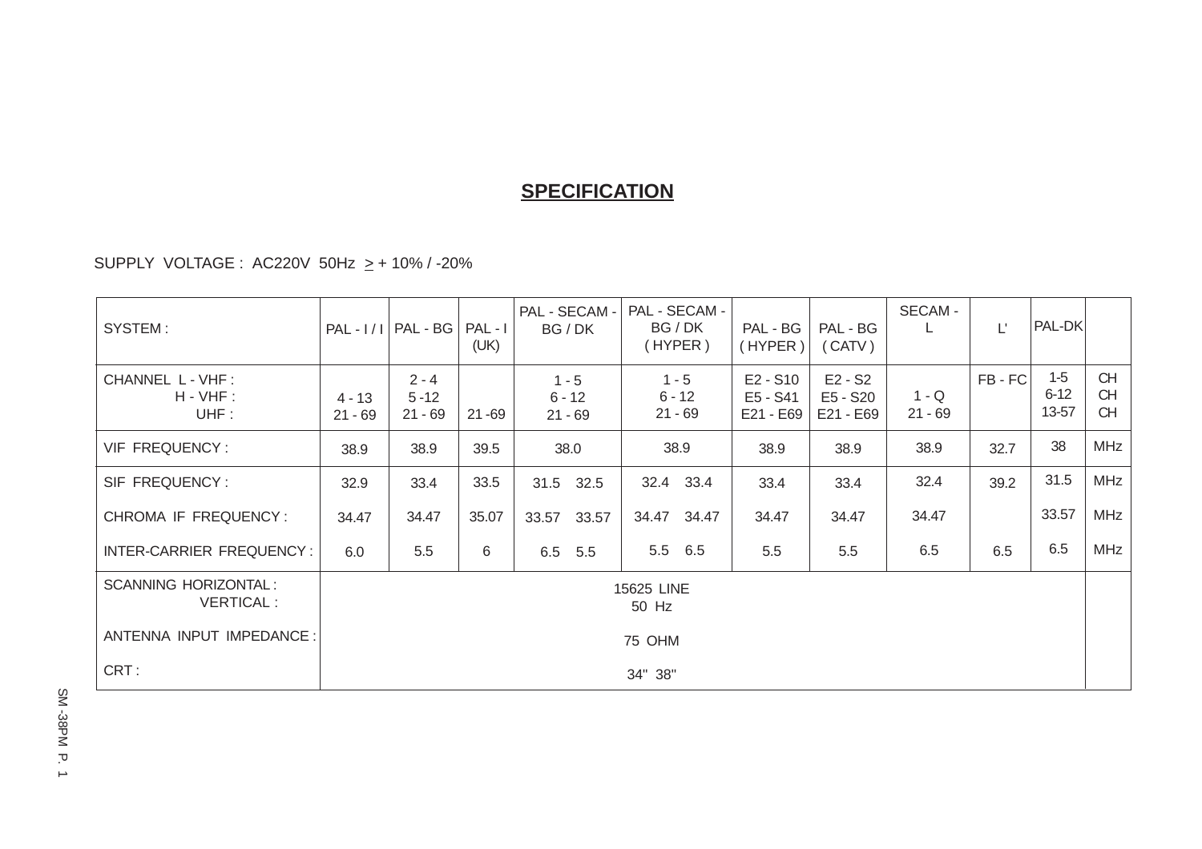## SPECIFICATION

SUPPLY VOLTAGE : AC220V 50Hz > + 10% / -20%

| SYSTEM : | PAL - I / I | PAL - BG | PAL - I (UK) | PAL - SECAM - BG / DK | PAL - SECAM - BG / DK ( HYPER ) | PAL - BG ( HYPER ) | PAL - BG ( CATV ) | SECAM - L | L' | PAL-DK | |
|---|---|---|---|---|---|---|---|---|---|---|---|
| CHANNEL L - VHF :<br>H - VHF :<br>UHF : | 4 - 13<br>21 - 69 | 2 - 4<br>5 -12<br>21 - 69 | 21 -69 | 1 - 5<br>6 - 12<br>21 - 69 | 1 - 5<br>6 - 12<br>21 - 69 | E2 - S10<br>E5 - S41<br>E21 - E69 | E2 - S2<br>E5 - S20<br>E21 - E69 | 1 - Q<br>21 - 69 | FB - FC | 1-5<br>6-12<br>13-57 | CH<br>CH<br>CH |
| VIF FREQUENCY : | 38.9 | 38.9 | 39.5 | 38.0 | 38.9 | 38.9 | 38.9 | 38.9 | 32.7 | 38 | MHz |
| SIF FREQUENCY : | 32.9 | 33.4 | 33.5 | 31.5 32.5 | 32.4 33.4 | 33.4 | 33.4 | 32.4 | 39.2 | 31.5 | MHz |
| CHROMA IF FREQUENCY : | 34.47 | 34.47 | 35.07 | 33.57 33.57 | 34.47 34.47 | 34.47 | 34.47 | 34.47 | | 33.57 | MHz |
| INTER-CARRIER FREQUENCY : | 6.0 | 5.5 | 6 | 6.5 5.5 | 5.5 6.5 | 5.5 | 5.5 | 6.5 | 6.5 | 6.5 | MHz |
| SCANNING HORIZONTAL :<br>VERTICAL : | 15625 LINE<br>50 Hz | | | | | | | | | | |
| ANTENNA INPUT IMPEDANCE : | 75 OHM | | | | | | | | | | |
| CRT : | 34" 38" | | | | | | | | | | |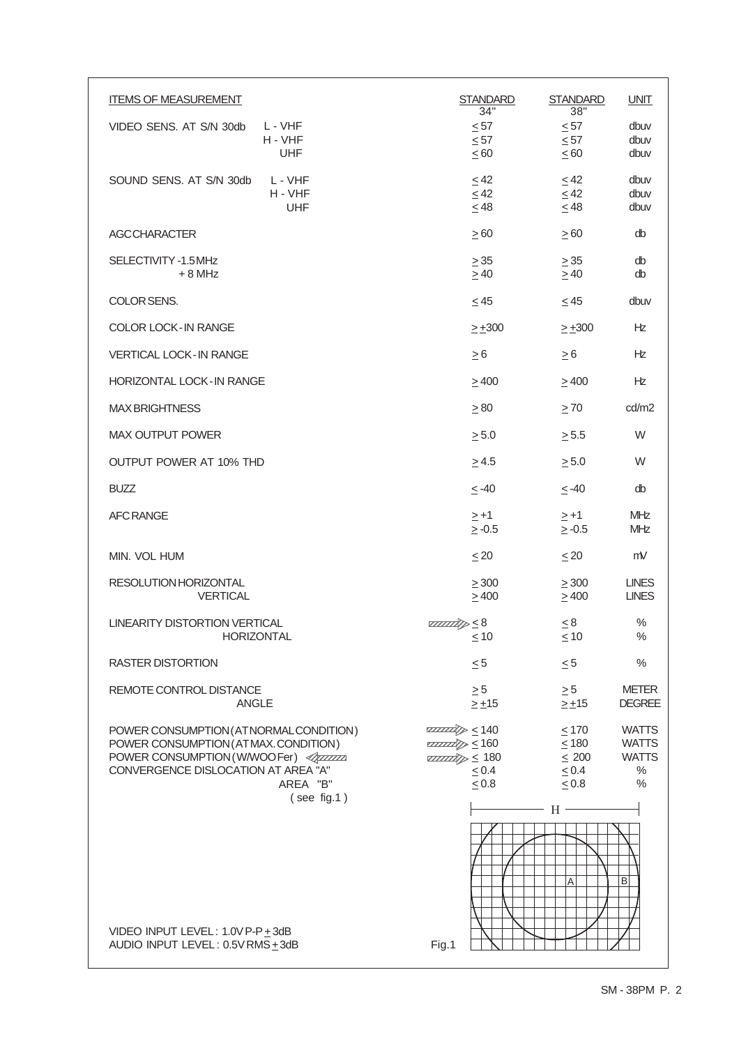| ITEMS OF MEASUREMENT | | STANDARD 34" | STANDARD 38" | UNIT |
|---|---|---|---|---|
| VIDEO SENS. AT S/N 30db | L - VHF | ≤ 57 | ≤ 57 | dbuv |
| | H - VHF | ≤ 57 | ≤ 57 | dbuv |
| | UHF | ≤ 60 | ≤ 60 | dbuv |
| SOUND SENS. AT S/N 30db | L - VHF | ≤ 42 | ≤ 42 | dbuv |
| | H - VHF | ≤ 42 | ≤ 42 | dbuv |
| | UHF | ≤ 48 | ≤ 48 | dbuv |
| AGC CHARACTER | | ≥ 60 | ≥ 60 | db |
| SELECTIVITY -1.5 MHz | | ≥ 35 | ≥ 35 | db |
| + 8 MHz | | ≥ 40 | ≥ 40 | db |
| COLOR SENS. | | ≤ 45 | ≤ 45 | dbuv |
| COLOR LOCK-IN RANGE | | ≥ ±300 | ≥ ±300 | Hz |
| VERTICAL LOCK-IN RANGE | | ≥ 6 | ≥ 6 | Hz |
| HORIZONTAL LOCK-IN RANGE | | ≥ 400 | ≥ 400 | Hz |
| MAX BRIGHTNESS | | ≥ 80 | ≥ 70 | cd/m2 |
| MAX OUTPUT POWER | | ≥ 5.0 | ≥ 5.5 | W |
| OUTPUT POWER AT 10% THD | | ≥ 4.5 | ≥ 5.0 | W |
| BUZZ | | ≤ -40 | ≤ -40 | db |
| AFC RANGE | | ≥ +1 | ≥ +1 | MHz |
| | | ≥ -0.5 | ≥ -0.5 | MHz |
| MIN. VOL HUM | | ≤ 20 | ≤ 20 | mV |
| RESOLUTION HORIZONTAL | | ≥ 300 | ≥ 300 | LINES |
| VERTICAL | | ≥ 400 | ≥ 400 | LINES |
| LINEARITY DISTORTION VERTICAL | | ⇨ ≤ 8 | ≤ 8 | % |
| HORIZONTAL | | ≤ 10 | ≤ 10 | % |
| RASTER DISTORTION | | ≤ 5 | ≤ 5 | % |
| REMOTE CONTROL DISTANCE | | ≥ 5 | ≥ 5 | METER |
| ANGLE | | ≥ ±15 | ≥ ±15 | DEGREE |
| POWER CONSUMPTION (AT NORMAL CONDITION) | | ⇨ ≤ 140 | ≤ 170 | WATTS |
| POWER CONSUMPTION (AT MAX. CONDITION) | | ⇨ ≤ 160 | ≤ 180 | WATTS |
| POWER CONSUMPTION (W/WOOFer) ⇦ | | ⇨ ≤ 180 | ≤ 200 | WATTS |
| CONVERGENCE DISLOCATION AT AREA "A" | | ≤ 0.4 | ≤ 0.4 | % |
| AREA "B" (see fig.1) | | ≤ 0.8 | ≤ 0.8 | % |

VIDEO INPUT LEVEL : 1.0V P-P ± 3dB
AUDIO INPUT LEVEL : 0.5V RMS ± 3dB

Fig.1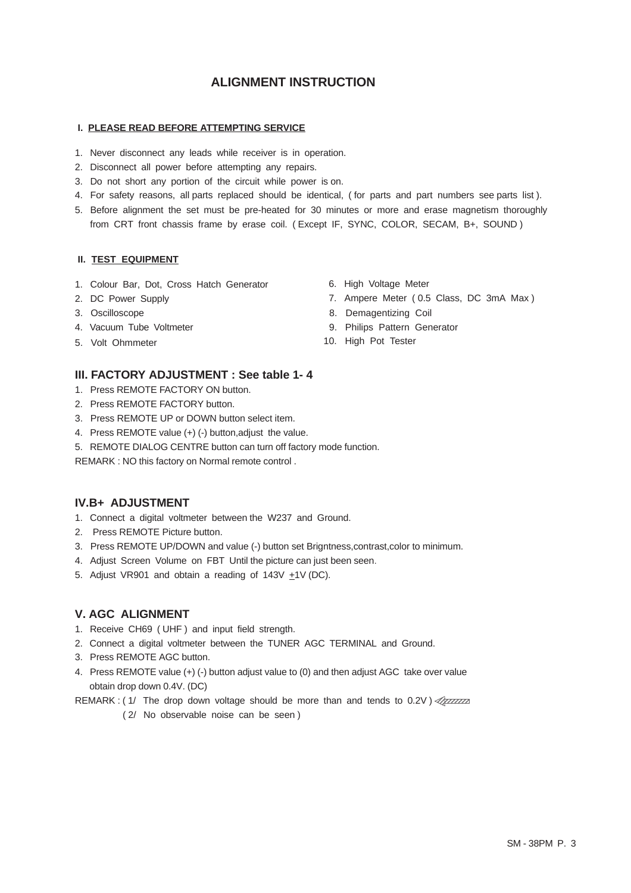# ALIGNMENT INSTRUCTION

## I. PLEASE READ BEFORE ATTEMPTING SERVICE

1. Never disconnect any leads while receiver is in operation.
2. Disconnect all power before attempting any repairs.
3. Do not short any portion of the circuit while power is on.
4. For safety reasons, all parts replaced should be identical, ( for parts and part numbers see parts list ).
5. Before alignment the set must be pre-heated for 30 minutes or more and erase magnetism thoroughly from CRT front chassis frame by erase coil. ( Except IF, SYNC, COLOR, SECAM, B+, SOUND )

## II. TEST EQUIPMENT

1. Colour Bar, Dot, Cross Hatch Generator
2. DC Power Supply
3. Oscilloscope
4. Vacuum Tube Voltmeter
5. Volt Ohmmeter
6. High Voltage Meter
7. Ampere Meter ( 0.5 Class, DC 3mA Max )
8. Demagentizing Coil
9. Philips Pattern Generator
10. High Pot Tester

## III. FACTORY ADJUSTMENT : See table 1- 4

1. Press REMOTE FACTORY ON button.
2. Press REMOTE FACTORY button.
3. Press REMOTE UP or DOWN button select item.
4. Press REMOTE value (+) (-) button,adjust the value.
5. REMOTE DIALOG CENTRE button can turn off factory mode function.

REMARK : NO this factory on Normal remote control .

## IV.B+ ADJUSTMENT

1. Connect a digital voltmeter between the W237 and Ground.
2. Press REMOTE Picture button.
3. Press REMOTE UP/DOWN and value (-) button set Brigntness,contrast,color to minimum.
4. Adjust Screen Volume on FBT Until the picture can just been seen.
5. Adjust VR901 and obtain a reading of 143V $\pm$1V (DC).

## V. AGC ALIGNMENT

1. Receive CH69 ( UHF ) and input field strength.
2. Connect a digital voltmeter between the TUNER AGC TERMINAL and Ground.
3. Press REMOTE AGC button.
4. Press REMOTE value (+) (-) button adjust value to (0) and then adjust AGC take over value obtain drop down 0.4V. (DC)

REMARK : ( 1/ The drop down voltage should be more than and tends to 0.2V )

( 2/ No observable noise can be seen )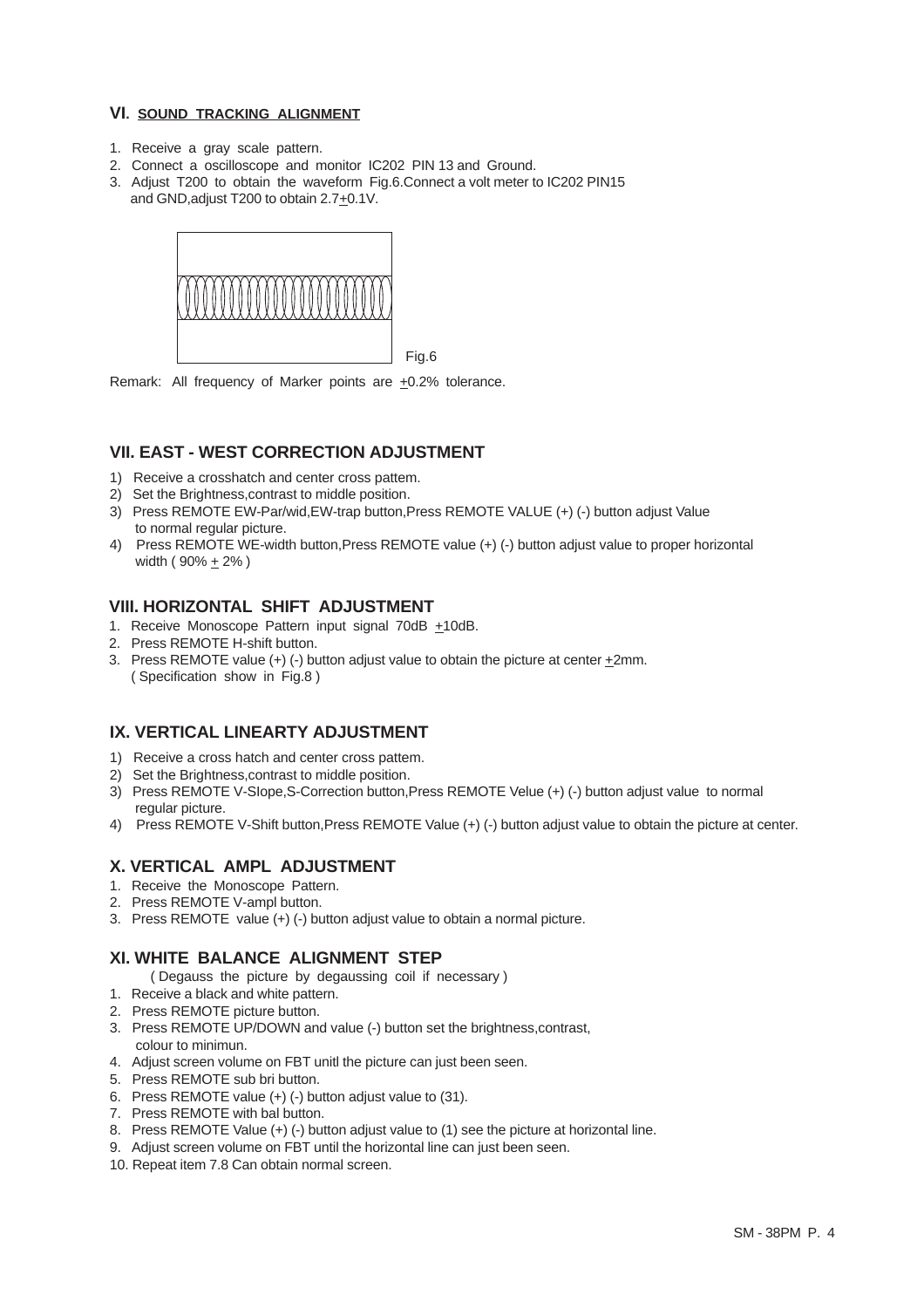## VI. SOUND TRACKING ALIGNMENT

1. Receive a gray scale pattern.
2. Connect a oscilloscope and monitor IC202 PIN 13 and Ground.
3. Adjust T200 to obtain the waveform Fig.6.Connect a volt meter to IC202 PIN15 and GND,adjust T200 to obtain 2.7±0.1V.

Fig.6

Remark: All frequency of Marker points are ±0.2% tolerance.

## VII. EAST - WEST CORRECTION ADJUSTMENT

1) Receive a crosshatch and center cross pattem.
2) Set the Brightness,contrast to middle position.
3) Press REMOTE EW-Par/wid,EW-trap button,Press REMOTE VALUE (+) (-) button adjust Value to normal regular picture.
4) Press REMOTE WE-width button,Press REMOTE value (+) (-) button adjust value to proper horizontal width ( 90% ± 2% )

## VIII. HORIZONTAL SHIFT ADJUSTMENT

1. Receive Monoscope Pattern input signal 70dB ±10dB.
2. Press REMOTE H-shift button.
3. Press REMOTE value (+) (-) button adjust value to obtain the picture at center ±2mm. ( Specification show in Fig.8 )

## IX. VERTICAL LINEARTY ADJUSTMENT

1) Receive a cross hatch and center cross pattem.
2) Set the Brightness,contrast to middle position.
3) Press REMOTE V-SIope,S-Correction button,Press REMOTE Velue (+) (-) button adjust value to normal regular picture.
4) Press REMOTE V-Shift button,Press REMOTE Value (+) (-) button adjust value to obtain the picture at center.

## X. VERTICAL AMPL ADJUSTMENT

1. Receive the Monoscope Pattern.
2. Press REMOTE V-ampl button.
3. Press REMOTE value (+) (-) button adjust value to obtain a normal picture.

## XI. WHITE BALANCE ALIGNMENT STEP

( Degauss the picture by degaussing coil if necessary )

1. Receive a black and white pattern.
2. Press REMOTE picture button.
3. Press REMOTE UP/DOWN and value (-) button set the brightness,contrast, colour to minimun.
4. Adjust screen volume on FBT unitl the picture can just been seen.
5. Press REMOTE sub bri button.
6. Press REMOTE value (+) (-) button adjust value to (31).
7. Press REMOTE with bal button.
8. Press REMOTE Value (+) (-) button adjust value to (1) see the picture at horizontal line.
9. Adjust screen volume on FBT until the horizontal line can just been seen.
10. Repeat item 7.8 Can obtain normal screen.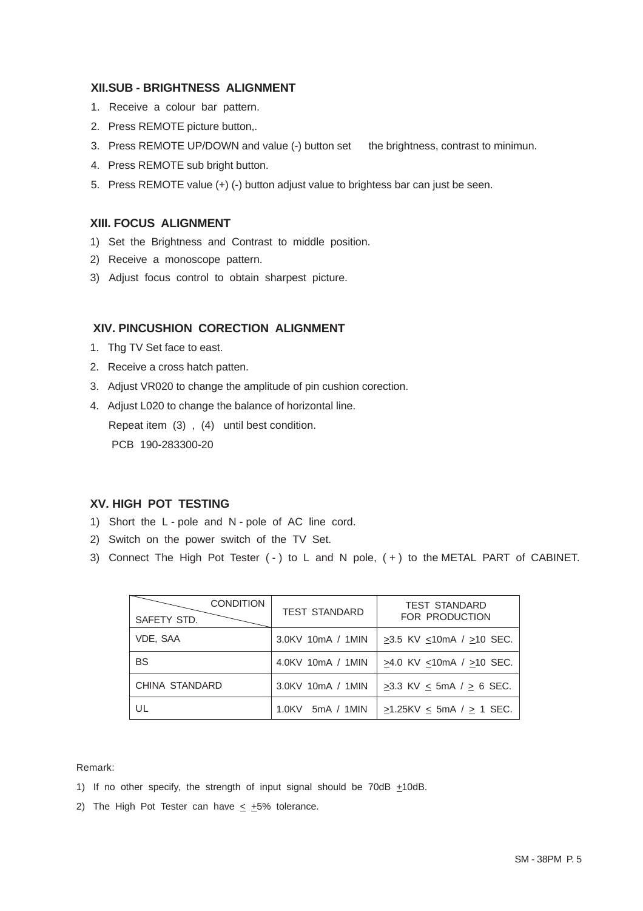### XII.SUB - BRIGHTNESS ALIGNMENT

1. Receive a colour bar pattern.
2. Press REMOTE picture button,.
3. Press REMOTE UP/DOWN and value (-) button set the brightness, contrast to minimun.
4. Press REMOTE sub bright button.
5. Press REMOTE value (+) (-) button adjust value to brightess bar can just be seen.

### XIII. FOCUS ALIGNMENT

1) Set the Brightness and Contrast to middle position.
2) Receive a monoscope pattern.
3) Adjust focus control to obtain sharpest picture.

### XIV. PINCUSHION CORECTION ALIGNMENT

1. Thg TV Set face to east.
2. Receive a cross hatch patten.
3. Adjust VR020 to change the amplitude of pin cushion corection.
4. Adjust L020 to change the balance of horizontal line.

   Repeat item (3) , (4) until best condition.

   PCB 190-283300-20

### XV. HIGH POT TESTING

1) Short the L - pole and N - pole of AC line cord.
2) Switch on the power switch of the TV Set.
3) Connect The High Pot Tester ( - ) to L and N pole, ( + ) to the METAL PART of CABINET.

| CONDITION / SAFETY STD. | TEST STANDARD | TEST STANDARD FOR PRODUCTION |
|---|---|---|
| VDE, SAA | 3.0KV 10mA / 1MIN | ≥3.5 KV ≤10mA / ≥10 SEC. |
| BS | 4.0KV 10mA / 1MIN | ≥4.0 KV ≤10mA / ≥10 SEC. |
| CHINA STANDARD | 3.0KV 10mA / 1MIN | ≥3.3 KV ≤ 5mA / ≥ 6 SEC. |
| UL | 1.0KV 5mA / 1MIN | ≥1.25KV ≤ 5mA / ≥ 1 SEC. |

Remark:

1) If no other specify, the strength of input signal should be 70dB ±10dB.
2) The High Pot Tester can have ≤ ±5% tolerance.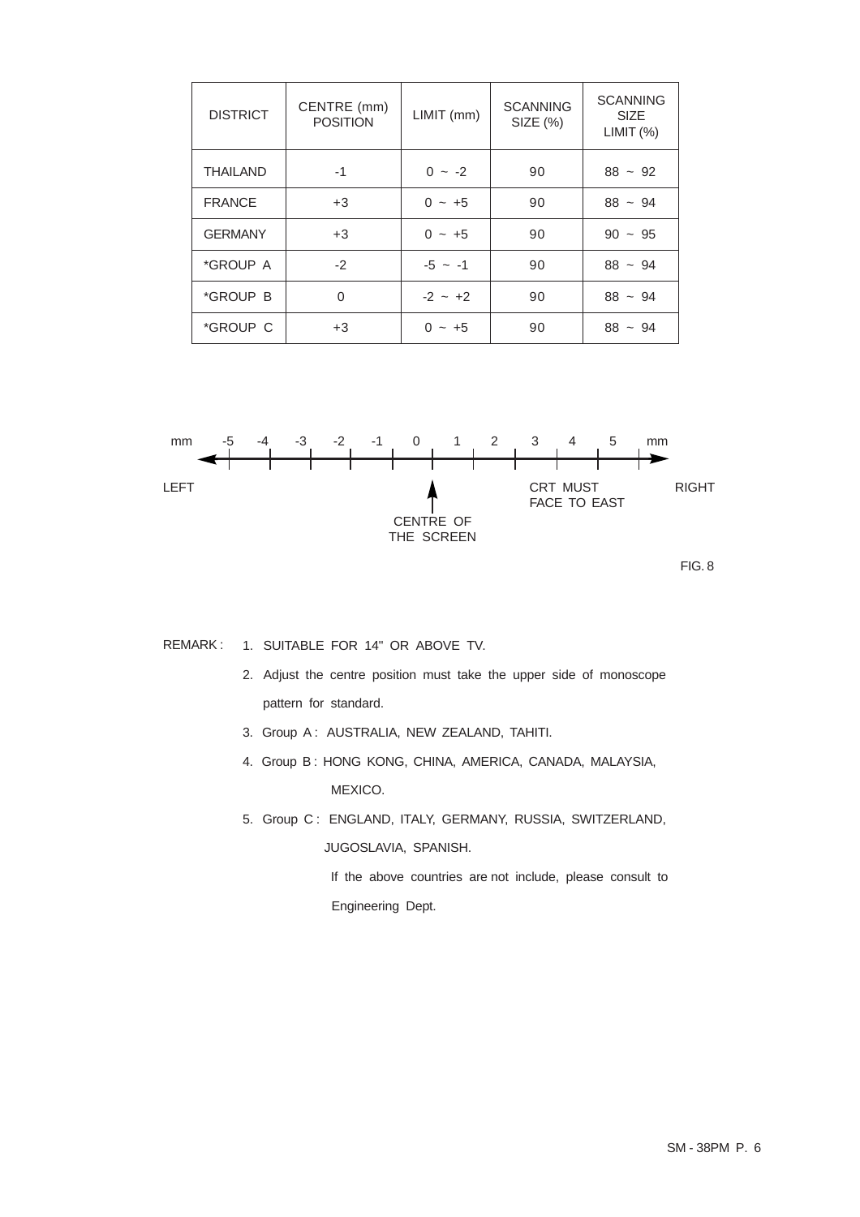| DISTRICT | CENTRE (mm) POSITION | LIMIT (mm) | SCANNING SIZE (%) | SCANNING SIZE LIMIT (%) |
|---|---|---|---|---|
| THAILAND | -1 | 0 ~ -2 | 90 | 88 ~ 92 |
| FRANCE | +3 | 0 ~ +5 | 90 | 88 ~ 94 |
| GERMANY | +3 | 0 ~ +5 | 90 | 90 ~ 95 |
| *GROUP A | -2 | -5 ~ -1 | 90 | 88 ~ 94 |
| *GROUP B | 0 | -2 ~ +2 | 90 | 88 ~ 94 |
| *GROUP C | +3 | 0 ~ +5 | 90 | 88 ~ 94 |

mm -5 -4 -3 -2 -1 0 1 2 3 4 5 mm

LEFT — CENTRE OF THE SCREEN — CRT MUST FACE TO EAST — RIGHT

FIG. 8

REMARK :

1. SUITABLE FOR 14" OR ABOVE TV.
2. Adjust the centre position must take the upper side of monoscope pattern for standard.
3. Group A : AUSTRALIA, NEW ZEALAND, TAHITI.
4. Group B : HONG KONG, CHINA, AMERICA, CANADA, MALAYSIA, MEXICO.
5. Group C : ENGLAND, ITALY, GERMANY, RUSSIA, SWITZERLAND, JUGOSLAVIA, SPANISH.

   If the above countries are not include, please consult to Engineering Dept.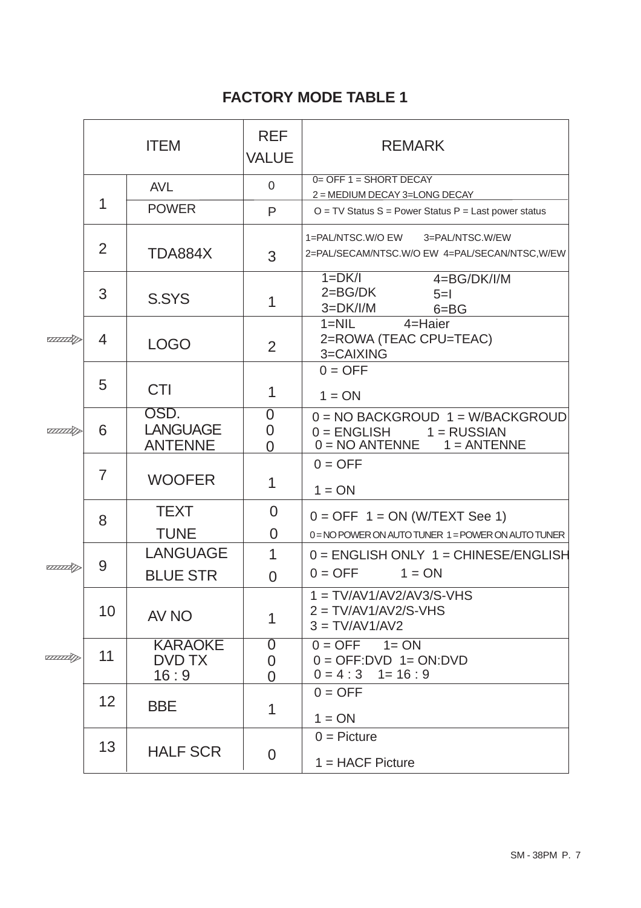# FACTORY MODE TABLE 1

| ITEM | | REF VALUE | REMARK |
|---|---|---|---|
| 1 | AVL | 0 | 0= OFF 1 = SHORT DECAY 2 = MEDIUM DECAY 3=LONG DECAY |
| | POWER | P | O = TV Status S = Power Status P = Last power status |
| 2 | TDA884X | 3 | 1=PAL/NTSC.W/O EW 3=PAL/NTSC.W/EW 2=PAL/SECAM/NTSC.W/O EW 4=PAL/SECAN/NTSC,W/EW |
| 3 | S.SYS | 1 | 1=DK/I 2=BG/DK 3=DK/I/M 4=BG/DK/I/M 5=I 6=BG |
| 4 | LOGO | 2 | 1=NIL 2=ROWA (TEAC CPU=TEAC) 3=CAIXING 4=Haier |
| 5 | CTI | 1 | 0 = OFF 1 = ON |
| 6 | OSD. | 0 | 0 = NO BACKGROUD 1 = W/BACKGROUD |
| | LANGUAGE | 0 | 0 = ENGLISH 1 = RUSSIAN |
| | ANTENNE | 0 | 0 = NO ANTENNE 1 = ANTENNE |
| 7 | WOOFER | 1 | 0 = OFF 1 = ON |
| 8 | TEXT | 0 | 0 = OFF 1 = ON (W/TEXT See 1) |
| | TUNE | 0 | 0 = NO POWER ON AUTO TUNER 1 = POWER ON AUTO TUNER |
| 9 | LANGUAGE | 1 | 0 = ENGLISH ONLY 1 = CHINESE/ENGLISH |
| | BLUE STR | 0 | 0 = OFF 1 = ON |
| 10 | AV NO | 1 | 1 = TV/AV1/AV2/AV3/S-VHS 2 = TV/AV1/AV2/S-VHS 3 = TV/AV1/AV2 |
| 11 | KARAOKE | 0 | 0 = OFF 1= ON |
| | DVD TX | 0 | 0 = OFF:DVD 1= ON:DVD |
| | 16 : 9 | 0 | 0 = 4 : 3 1= 16 : 9 |
| 12 | BBE | 1 | 0 = OFF 1 = ON |
| 13 | HALF SCR | 0 | 0 = Picture 1 = HACF Picture |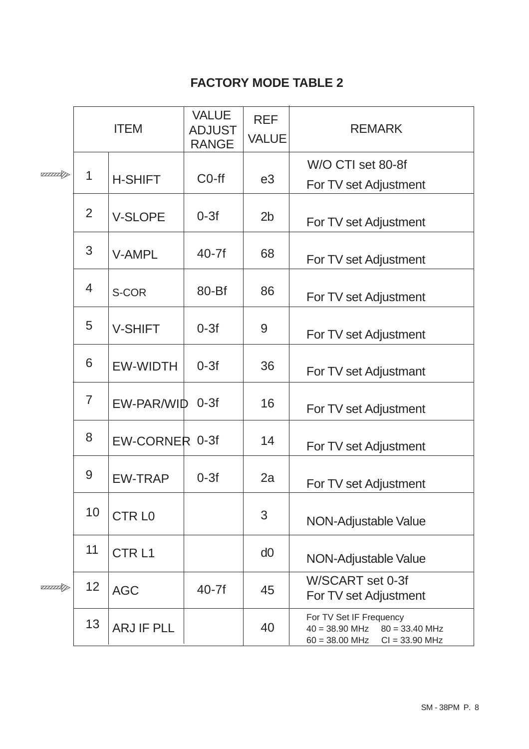# FACTORY MODE TABLE 2

| ITEM | | VALUE ADJUST RANGE | REF VALUE | REMARK |
|---|---|---|---|---|
| 1 | H-SHIFT | C0-ff | e3 | W/O CTI set 80-8f<br>For TV set Adjustment |
| 2 | V-SLOPE | 0-3f | 2b | For TV set Adjustment |
| 3 | V-AMPL | 40-7f | 68 | For TV set Adjustment |
| 4 | S-COR | 80-Bf | 86 | For TV set Adjustment |
| 5 | V-SHIFT | 0-3f | 9 | For TV set Adjustment |
| 6 | EW-WIDTH | 0-3f | 36 | For TV set Adjustmant |
| 7 | EW-PAR/WID | 0-3f | 16 | For TV set Adjustment |
| 8 | EW-CORNER | 0-3f | 14 | For TV set Adjustment |
| 9 | EW-TRAP | 0-3f | 2a | For TV set Adjustment |
| 10 | CTR L0 | | 3 | NON-Adjustable Value |
| 11 | CTR L1 | | d0 | NON-Adjustable Value |
| 12 | AGC | 40-7f | 45 | W/SCART set 0-3f<br>For TV set Adjustment |
| 13 | ARJ IF PLL | | 40 | For TV Set IF Frequency<br>40 = 38.90 MHz 80 = 33.40 MHz<br>60 = 38.00 MHz CI = 33.90 MHz |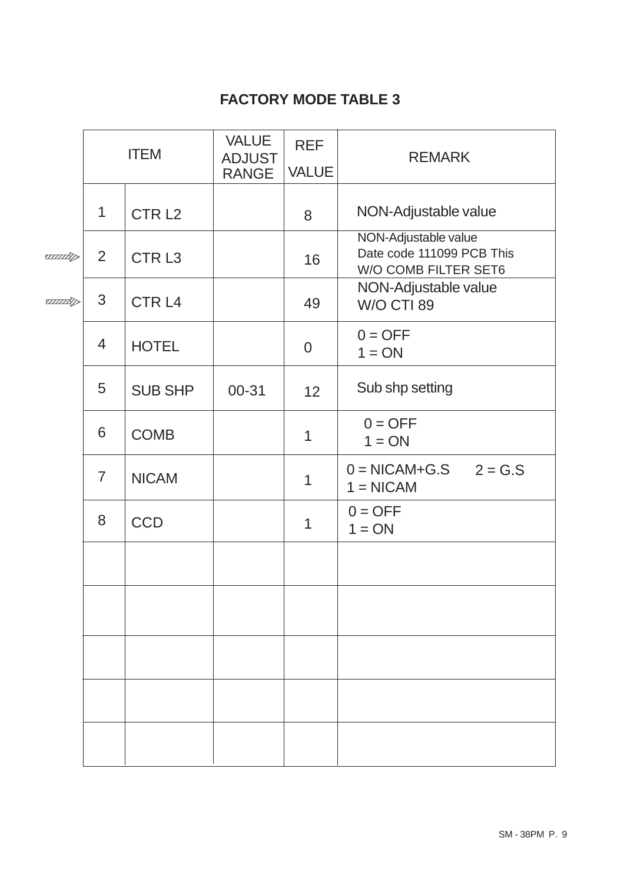# FACTORY MODE TABLE 3

| ITEM | | VALUE ADJUST RANGE | REF VALUE | REMARK |
|---|---|---|---|---|
| 1 | CTR L2 | | 8 | NON-Adjustable value |
| 2 | CTR L3 | | 16 | NON-Adjustable value<br>Date code 111099 PCB This<br>W/O COMB FILTER SET6 |
| 3 | CTR L4 | | 49 | NON-Adjustable value<br>W/O CTI 89 |
| 4 | HOTEL | | 0 | 0 = OFF<br>1 = ON |
| 5 | SUB SHP | 00-31 | 12 | Sub shp setting |
| 6 | COMB | | 1 | 0 = OFF<br>1 = ON |
| 7 | NICAM | | 1 | 0 = NICAM+G.S 2 = G.S<br>1 = NICAM |
| 8 | CCD | | 1 | 0 = OFF<br>1 = ON |
| | | | | |
| | | | | |
| | | | | |
| | | | | |
| | | | | |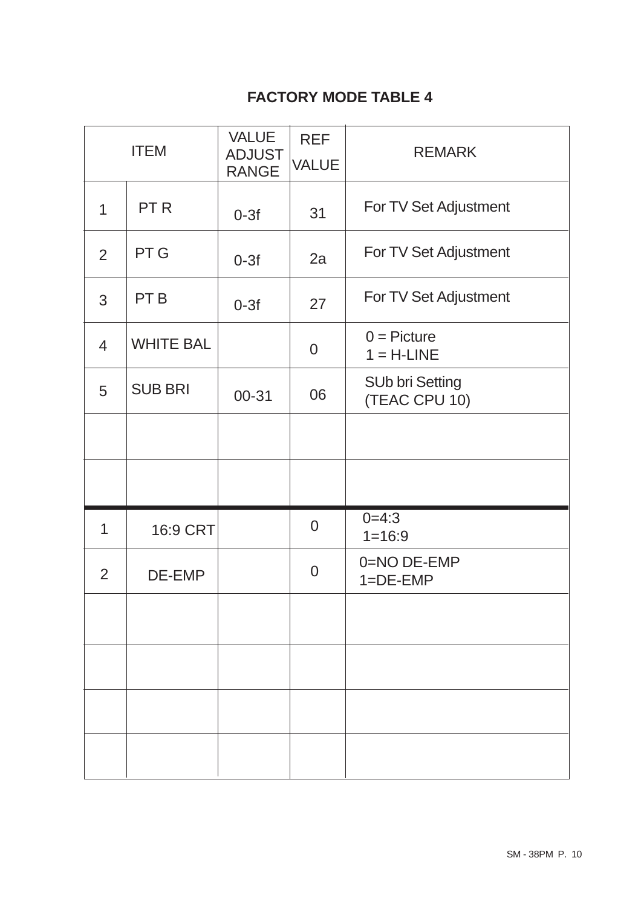## FACTORY MODE TABLE 4

| ITEM | | VALUE ADJUST RANGE | REF VALUE | REMARK |
|---|---|---|---|---|
| 1 | PT R | 0-3f | 31 | For TV Set Adjustment |
| 2 | PT G | 0-3f | 2a | For TV Set Adjustment |
| 3 | PT B | 0-3f | 27 | For TV Set Adjustment |
| 4 | WHITE BAL | | 0 | 0 = Picture<br>1 = H-LINE |
| 5 | SUB BRI | 00-31 | 06 | SUb bri Setting<br>(TEAC CPU 10) |
| | | | | |
| | | | | |
| 1 | 16:9 CRT | | 0 | 0=4:3<br>1=16:9 |
| 2 | DE-EMP | | 0 | 0=NO DE-EMP<br>1=DE-EMP |
| | | | | |
| | | | | |
| | | | | |
| | | | | |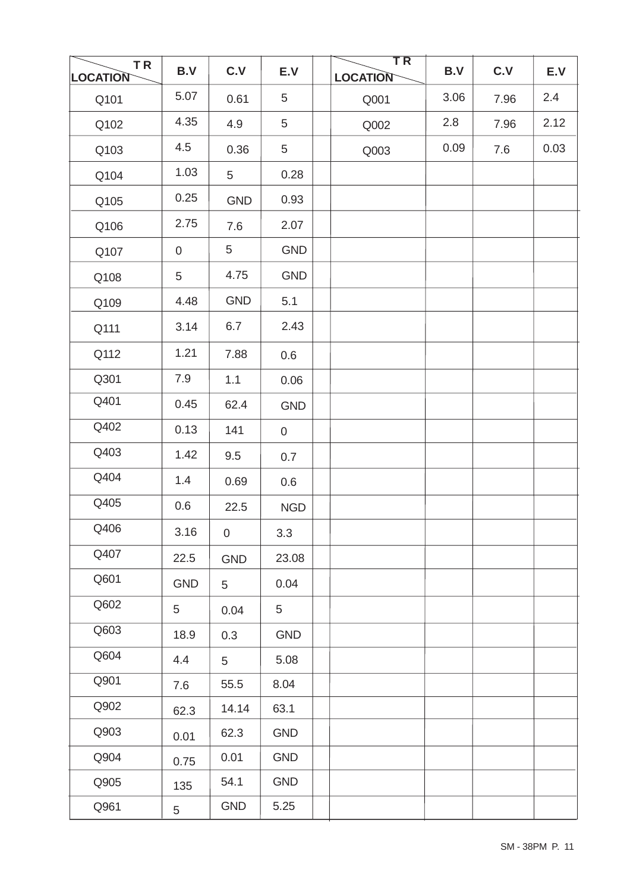| TR LOCATION | B.V | C.V | E.V | | TR LOCATION | B.V | C.V | E.V |
|---|---|---|---|---|---|---|---|---|
| Q101 | 5.07 | 0.61 | 5 | | Q001 | 3.06 | 7.96 | 2.4 |
| Q102 | 4.35 | 4.9 | 5 | | Q002 | 2.8 | 7.96 | 2.12 |
| Q103 | 4.5 | 0.36 | 5 | | Q003 | 0.09 | 7.6 | 0.03 |
| Q104 | 1.03 | 5 | 0.28 | | | | | |
| Q105 | 0.25 | GND | 0.93 | | | | | |
| Q106 | 2.75 | 7.6 | 2.07 | | | | | |
| Q107 | 0 | 5 | GND | | | | | |
| Q108 | 5 | 4.75 | GND | | | | | |
| Q109 | 4.48 | GND | 5.1 | | | | | |
| Q111 | 3.14 | 6.7 | 2.43 | | | | | |
| Q112 | 1.21 | 7.88 | 0.6 | | | | | |
| Q301 | 7.9 | 1.1 | 0.06 | | | | | |
| Q401 | 0.45 | 62.4 | GND | | | | | |
| Q402 | 0.13 | 141 | 0 | | | | | |
| Q403 | 1.42 | 9.5 | 0.7 | | | | | |
| Q404 | 1.4 | 0.69 | 0.6 | | | | | |
| Q405 | 0.6 | 22.5 | NGD | | | | | |
| Q406 | 3.16 | 0 | 3.3 | | | | | |
| Q407 | 22.5 | GND | 23.08 | | | | | |
| Q601 | GND | 5 | 0.04 | | | | | |
| Q602 | 5 | 0.04 | 5 | | | | | |
| Q603 | 18.9 | 0.3 | GND | | | | | |
| Q604 | 4.4 | 5 | 5.08 | | | | | |
| Q901 | 7.6 | 55.5 | 8.04 | | | | | |
| Q902 | 62.3 | 14.14 | 63.1 | | | | | |
| Q903 | 0.01 | 62.3 | GND | | | | | |
| Q904 | 0.75 | 0.01 | GND | | | | | |
| Q905 | 135 | 54.1 | GND | | | | | |
| Q961 | 5 | GND | 5.25 | | | | | |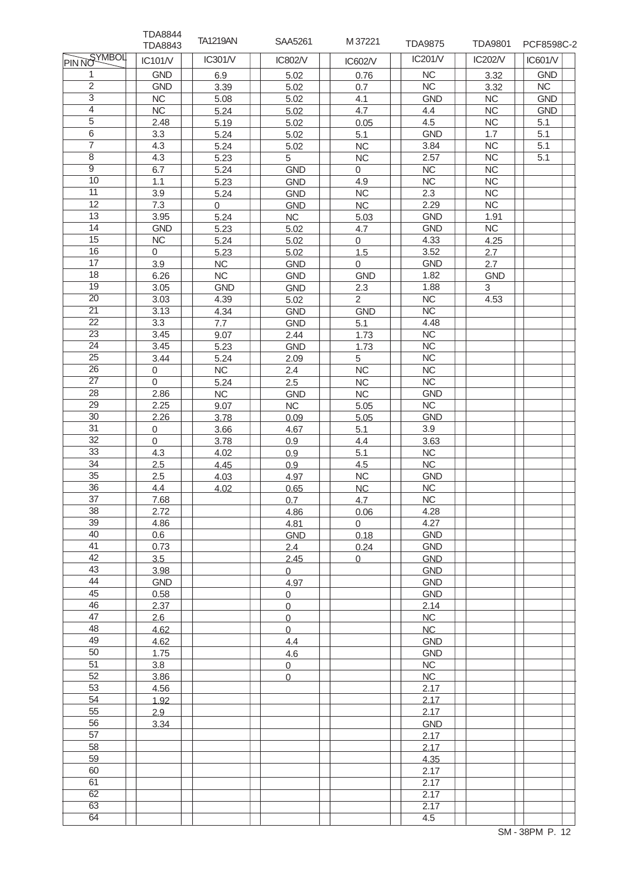| PIN NO \ SYMBOL | TDA8844 TDA8843 IC101/V | TA1219AN IC301/V | SAA5261 IC802/V | M37221 IC602/V | TDA9875 IC201/V | TDA9801 IC202/V | PCF8598C-2 IC601/V |
|---|---|---|---|---|---|---|---|
| 1 | GND | 6.9 | 5.02 | 0.76 | NC | 3.32 | GND |
| 2 | GND | 3.39 | 5.02 | 0.7 | NC | 3.32 | NC |
| 3 | NC | 5.08 | 5.02 | 4.1 | GND | NC | GND |
| 4 | NC | 5.24 | 5.02 | 4.7 | 4.4 | NC | GND |
| 5 | 2.48 | 5.19 | 5.02 | 0.05 | 4.5 | NC | 5.1 |
| 6 | 3.3 | 5.24 | 5.02 | 5.1 | GND | 1.7 | 5.1 |
| 7 | 4.3 | 5.24 | 5.02 | NC | 3.84 | NC | 5.1 |
| 8 | 4.3 | 5.23 | 5 | NC | 2.57 | NC | 5.1 |
| 9 | 6.7 | 5.24 | GND | 0 | NC | NC | |
| 10 | 1.1 | 5.23 | GND | 4.9 | NC | NC | |
| 11 | 3.9 | 5.24 | GND | NC | 2.3 | NC | |
| 12 | 7.3 | 0 | GND | NC | 2.29 | NC | |
| 13 | 3.95 | 5.24 | NC | 5.03 | GND | 1.91 | |
| 14 | GND | 5.23 | 5.02 | 4.7 | GND | NC | |
| 15 | NC | 5.24 | 5.02 | 0 | 4.33 | 4.25 | |
| 16 | 0 | 5.23 | 5.02 | 1.5 | 3.52 | 2.7 | |
| 17 | 3.9 | NC | GND | 0 | GND | 2.7 | |
| 18 | 6.26 | NC | GND | GND | 1.82 | GND | |
| 19 | 3.05 | GND | GND | 2.3 | 1.88 | 3 | |
| 20 | 3.03 | 4.39 | 5.02 | 2 | NC | 4.53 | |
| 21 | 3.13 | 4.34 | GND | GND | NC | | |
| 22 | 3.3 | 7.7 | GND | 5.1 | 4.48 | | |
| 23 | 3.45 | 9.07 | 2.44 | 1.73 | NC | | |
| 24 | 3.45 | 5.23 | GND | 1.73 | NC | | |
| 25 | 3.44 | 5.24 | 2.09 | 5 | NC | | |
| 26 | 0 | NC | 2.4 | NC | NC | | |
| 27 | 0 | 5.24 | 2.5 | NC | NC | | |
| 28 | 2.86 | NC | GND | NC | GND | | |
| 29 | 2.25 | 9.07 | NC | 5.05 | NC | | |
| 30 | 2.26 | 3.78 | 0.09 | 5.05 | GND | | |
| 31 | 0 | 3.66 | 4.67 | 5.1 | 3.9 | | |
| 32 | 0 | 3.78 | 0.9 | 4.4 | 3.63 | | |
| 33 | 4.3 | 4.02 | 0.9 | 5.1 | NC | | |
| 34 | 2.5 | 4.45 | 0.9 | 4.5 | NC | | |
| 35 | 2.5 | 4.03 | 4.97 | NC | GND | | |
| 36 | 4.4 | 4.02 | 0.65 | NC | NC | | |
| 37 | 7.68 | | 0.7 | 4.7 | NC | | |
| 38 | 2.72 | | 4.86 | 0.06 | 4.28 | | |
| 39 | 4.86 | | 4.81 | 0 | 4.27 | | |
| 40 | 0.6 | | GND | 0.18 | GND | | |
| 41 | 0.73 | | 2.4 | 0.24 | GND | | |
| 42 | 3.5 | | 2.45 | 0 | GND | | |
| 43 | 3.98 | | 0 | | GND | | |
| 44 | GND | | 4.97 | | GND | | |
| 45 | 0.58 | | 0 | | GND | | |
| 46 | 2.37 | | 0 | | 2.14 | | |
| 47 | 2.6 | | 0 | | NC | | |
| 48 | 4.62 | | 0 | | NC | | |
| 49 | 4.62 | | 4.4 | | GND | | |
| 50 | 1.75 | | 4.6 | | GND | | |
| 51 | 3.8 | | 0 | | NC | | |
| 52 | 3.86 | | 0 | | NC | | |
| 53 | 4.56 | | | | 2.17 | | |
| 54 | 1.92 | | | | 2.17 | | |
| 55 | 2.9 | | | | 2.17 | | |
| 56 | 3.34 | | | | GND | | |
| 57 | | | | | 2.17 | | |
| 58 | | | | | 2.17 | | |
| 59 | | | | | 4.35 | | |
| 60 | | | | | 2.17 | | |
| 61 | | | | | 2.17 | | |
| 62 | | | | | 2.17 | | |
| 63 | | | | | 2.17 | | |
| 64 | | | | | 4.5 | | |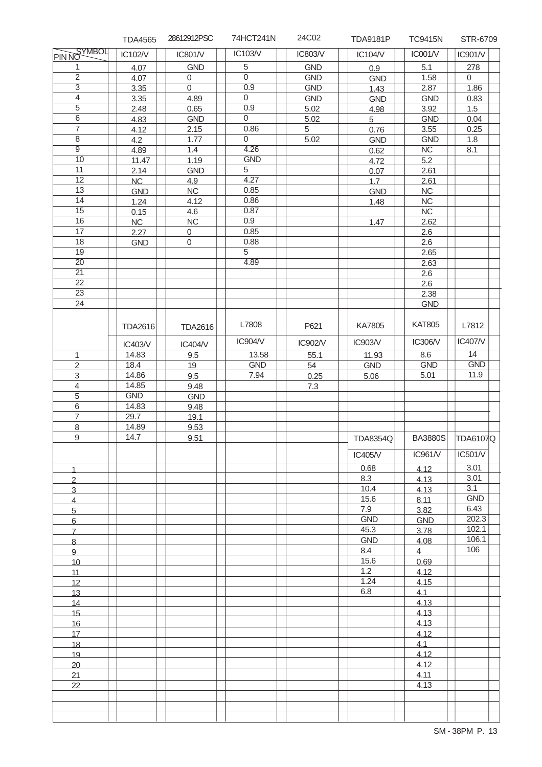| PIN NO \ SYMBOL | TDA4565 IC102/V | 28612912PSC IC801/V | 74HCT241N IC103/V | 24C02 IC803/V | TDA9181P IC104/V | TC9415N IC001/V | STR-6709 IC901/V |
|---|---|---|---|---|---|---|---|
| 1 | 4.07 | GND | 5 | GND | 0.9 | 5.1 | 278 |
| 2 | 4.07 | 0 | 0 | GND | GND | 1.58 | 0 |
| 3 | 3.35 | 0 | 0.9 | GND | 1.43 | 2.87 | 1.86 |
| 4 | 3.35 | 4.89 | 0 | GND | GND | GND | 0.83 |
| 5 | 2.48 | 0.65 | 0.9 | 5.02 | 4.98 | 3.92 | 1.5 |
| 6 | 4.83 | GND | 0 | 5.02 | 5 | GND | 0.04 |
| 7 | 4.12 | 2.15 | 0.86 | 5 | 0.76 | 3.55 | 0.25 |
| 8 | 4.2 | 1.77 | 0 | 5.02 | GND | GND | 1.8 |
| 9 | 4.89 | 1.4 | 4.26 | | 0.62 | NC | 8.1 |
| 10 | 11.47 | 1.19 | GND | | 4.72 | 5.2 | |
| 11 | 2.14 | GND | 5 | | 0.07 | 2.61 | |
| 12 | NC | 4.9 | 4.27 | | 1.7 | 2.61 | |
| 13 | GND | NC | 0.85 | | GND | NC | |
| 14 | 1.24 | 4.12 | 0.86 | | 1.48 | NC | |
| 15 | 0.15 | 4.6 | 0.87 | | | NC | |
| 16 | NC | NC | 0.9 | | 1.47 | 2.62 | |
| 17 | 2.27 | 0 | 0.85 | | | 2.6 | |
| 18 | GND | 0 | 0.88 | | | 2.6 | |
| 19 | | | 5 | | | 2.65 | |
| 20 | | | 4.89 | | | 2.63 | |
| 21 | | | | | | 2.6 | |
| 22 | | | | | | 2.6 | |
| 23 | | | | | | 2.38 | |
| 24 | | | | | | GND | |

| PIN NO | TDA2616 IC403/V | TDA2616 IC404/V | L7808 IC904/V | P621 IC902/V | KA7805 IC903/V | KAT805 IC306/V | L7812 IC407/V |
|---|---|---|---|---|---|---|---|
| 1 | 14.83 | 9.5 | 13.58 | 55.1 | 11.93 | 8.6 | 14 |
| 2 | 18.4 | 19 | GND | 54 | GND | GND | GND |
| 3 | 14.86 | 9.5 | 7.94 | 0.25 | 5.06 | 5.01 | 11.9 |
| 4 | 14.85 | 9.48 | | 7.3 | | | |
| 5 | GND | GND | | | | | |
| 6 | 14.83 | 9.48 | | | | | |
| 7 | 29.7 | 19.1 | | | | | |
| 8 | 14.89 | 9.53 | | | | | |
| 9 | 14.7 | 9.51 | | | | | |

| PIN NO | TDA8354Q IC405/V | BA3880S IC961/V | TDA6107Q IC501/V |
|---|---|---|---|
| 1 | 0.68 | 4.12 | 3.01 |
| 2 | 8.3 | 4.13 | 3.01 |
| 3 | 10.4 | 4.13 | 3.1 |
| 4 | 15.6 | 8.11 | GND |
| 5 | 7.9 | 3.82 | 6.43 |
| 6 | GND | GND | 202.3 |
| 7 | 45.3 | 3.78 | 102.1 |
| 8 | GND | 4.08 | 106.1 |
| 9 | 8.4 | 4 | 106 |
| 10 | 15.6 | 0.69 | |
| 11 | 1.2 | 4.12 | |
| 12 | 1.24 | 4.15 | |
| 13 | 6.8 | 4.1 | |
| 14 | | 4.13 | |
| 15 | | 4.13 | |
| 16 | | 4.13 | |
| 17 | | 4.12 | |
| 18 | | 4.1 | |
| 19 | | 4.12 | |
| 20 | | 4.12 | |
| 21 | | 4.11 | |
| 22 | | 4.13 | |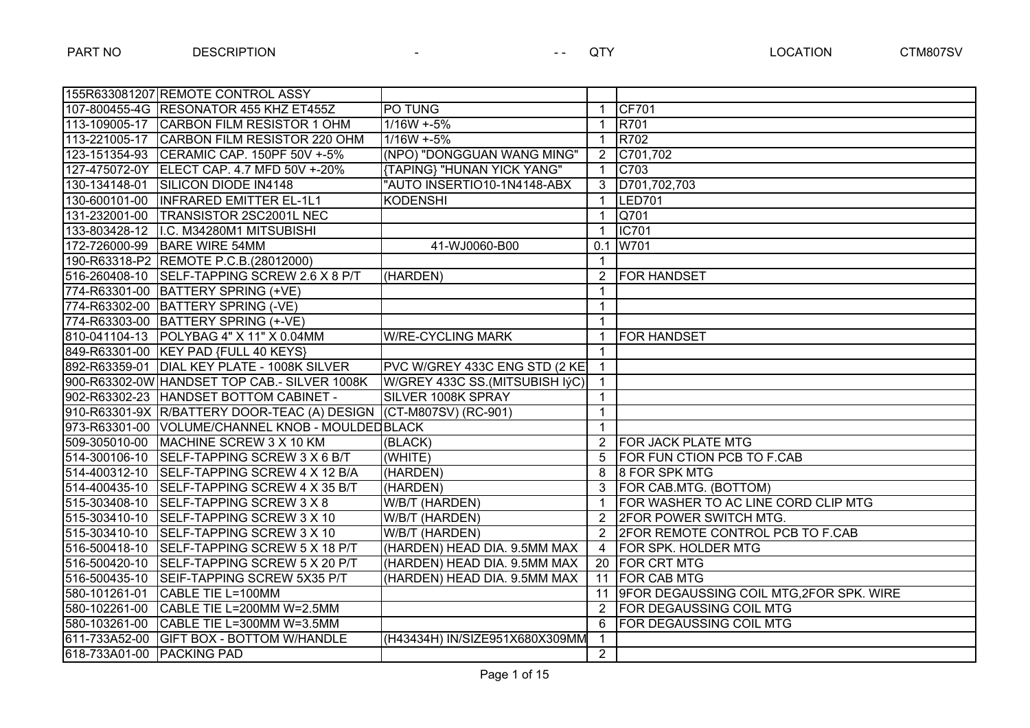| PART NO | DESCRIPTION | - | QTY | LOCATION |
|---|---|---|---|---|
| 155R633081207 | REMOTE CONTROL ASSY | | | |
| 107-800455-4G | RESONATOR 455 KHZ ET455Z | PO TUNG | 1 | CF701 |
| 113-109005-17 | CARBON FILM RESISTOR 1 OHM | 1/16W +-5% | 1 | R701 |
| 113-221005-17 | CARBON FILM RESISTOR 220 OHM | 1/16W +-5% | 1 | R702 |
| 123-151354-93 | CERAMIC CAP. 150PF 50V +-5% | (NPO) "DONGGUAN WANG MING" | 2 | C701,702 |
| 127-475072-0Y | ELECT CAP. 4.7 MFD 50V +-20% | {TAPING} "HUNAN YICK YANG" | 1 | C703 |
| 130-134148-01 | SILICON DIODE IN4148 | "AUTO INSERTIO10-1N4148-ABX | 3 | D701,702,703 |
| 130-600101-00 | INFRARED EMITTER EL-1L1 | KODENSHI | 1 | LED701 |
| 131-232001-00 | TRANSISTOR 2SC2001L NEC | | 1 | Q701 |
| 133-803428-12 | I.C. M34280M1 MITSUBISHI | | 1 | IC701 |
| 172-726000-99 | BARE WIRE 54MM | 41-WJ0060-B00 | 0.1 | W701 |
| 190-R63318-P2 | REMOTE P.C.B.(28012000) | | 1 | |
| 516-260408-10 | SELF-TAPPING SCREW 2.6 X 8 P/T | (HARDEN) | 2 | FOR HANDSET |
| 774-R63301-00 | BATTERY SPRING (+VE) | | 1 | |
| 774-R63302-00 | BATTERY SPRING (-VE) | | 1 | |
| 774-R63303-00 | BATTERY SPRING (+-VE) | | 1 | |
| 810-041104-13 | POLYBAG 4" X 11" X 0.04MM | W/RE-CYCLING MARK | 1 | FOR HANDSET |
| 849-R63301-00 | KEY PAD {FULL 40 KEYS} | | 1 | |
| 892-R63359-01 | DIAL KEY PLATE - 1008K SILVER | PVC W/GREY 433C ENG STD (2 KE | 1 | |
| 900-R63302-0W | HANDSET TOP CAB.- SILVER 1008K | W/GREY 433C SS.(MITSUBISH IýC) | 1 | |
| 902-R63302-23 | HANDSET BOTTOM CABINET - | SILVER 1008K SPRAY | 1 | |
| 910-R63301-9X | R/BATTERY DOOR-TEAC (A) DESIGN | (CT-M807SV) (RC-901) | 1 | |
| 973-R63301-00 | VOLUME/CHANNEL KNOB - MOULDED | BLACK | 1 | |
| 509-305010-00 | MACHINE SCREW 3 X 10 KM | (BLACK) | 2 | FOR JACK PLATE MTG |
| 514-300106-10 | SELF-TAPPING SCREW 3 X 6 B/T | (WHITE) | 5 | FOR FUN CTION PCB TO F.CAB |
| 514-400312-10 | SELF-TAPPING SCREW 4 X 12 B/A | (HARDEN) | 8 | 8 FOR SPK MTG |
| 514-400435-10 | SELF-TAPPING SCREW 4 X 35 B/T | (HARDEN) | 3 | FOR CAB.MTG. (BOTTOM) |
| 515-303408-10 | SELF-TAPPING SCREW 3 X 8 | W/B/T (HARDEN) | 1 | FOR WASHER TO AC LINE CORD CLIP MTG |
| 515-303410-10 | SELF-TAPPING SCREW 3 X 10 | W/B/T (HARDEN) | 2 | 2FOR POWER SWITCH MTG. |
| 515-303410-10 | SELF-TAPPING SCREW 3 X 10 | W/B/T (HARDEN) | 2 | 2FOR REMOTE CONTROL PCB TO F.CAB |
| 516-500418-10 | SELF-TAPPING SCREW 5 X 18 P/T | (HARDEN) HEAD DIA. 9.5MM MAX | 4 | FOR SPK. HOLDER MTG |
| 516-500420-10 | SELF-TAPPING SCREW 5 X 20 P/T | (HARDEN) HEAD DIA. 9.5MM MAX | 20 | FOR CRT MTG |
| 516-500435-10 | SEIF-TAPPING SCREW 5X35 P/T | (HARDEN) HEAD DIA. 9.5MM MAX | 11 | FOR CAB MTG |
| 580-101261-01 | CABLE TIE L=100MM | | 11 | 9FOR DEGAUSSING COIL MTG,2FOR SPK. WIRE |
| 580-102261-00 | CABLE TIE L=200MM W=2.5MM | | 2 | FOR DEGAUSSING COIL MTG |
| 580-103261-00 | CABLE TIE L=300MM W=3.5MM | | 6 | FOR DEGAUSSING COIL MTG |
| 611-733A52-00 | GIFT BOX - BOTTOM W/HANDLE | (H43434H) IN/SIZE951X680X309MM | 1 | |
| 618-733A01-00 | PACKING PAD | | 2 | |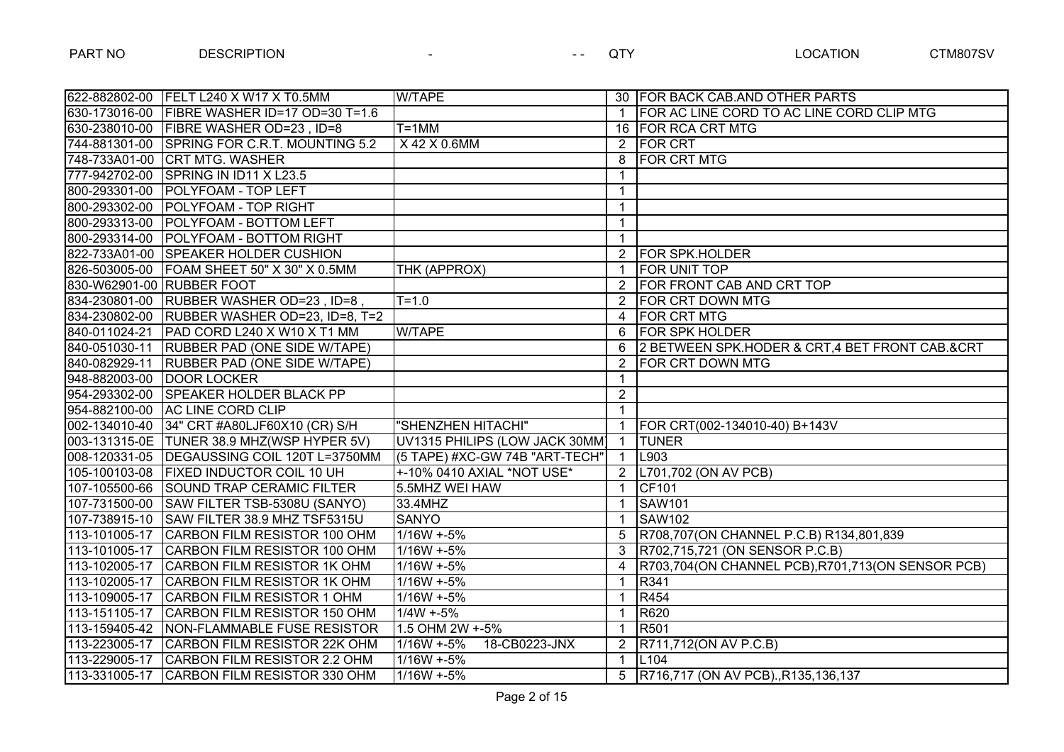| PART NO | DESCRIPTION | - | QTY | LOCATION |
|---|---|---|---|---|
| 622-882802-00 | FELT L240 X W17 X T0.5MM | W/TAPE | 30 | FOR BACK CAB.AND OTHER PARTS |
| 630-173016-00 | FIBRE WASHER ID=17 OD=30 T=1.6 | | 1 | FOR AC LINE CORD TO AC LINE CORD CLIP MTG |
| 630-238010-00 | FIBRE WASHER OD=23 , ID=8 | T=1MM | 16 | FOR RCA CRT MTG |
| 744-881301-00 | SPRING FOR C.R.T. MOUNTING 5.2 | X 42 X 0.6MM | 2 | FOR CRT |
| 748-733A01-00 | CRT MTG. WASHER | | 8 | FOR CRT MTG |
| 777-942702-00 | SPRING IN ID11 X L23.5 | | 1 | |
| 800-293301-00 | POLYFOAM - TOP LEFT | | 1 | |
| 800-293302-00 | POLYFOAM - TOP RIGHT | | 1 | |
| 800-293313-00 | POLYFOAM - BOTTOM LEFT | | 1 | |
| 800-293314-00 | POLYFOAM - BOTTOM RIGHT | | 1 | |
| 822-733A01-00 | SPEAKER HOLDER CUSHION | | 2 | FOR SPK.HOLDER |
| 826-503005-00 | FOAM SHEET 50" X 30" X 0.5MM | THK (APPROX) | 1 | FOR UNIT TOP |
| 830-W62901-00 | RUBBER FOOT | | 2 | FOR FRONT CAB AND CRT TOP |
| 834-230801-00 | RUBBER WASHER OD=23 , ID=8 , | T=1.0 | 2 | FOR CRT DOWN MTG |
| 834-230802-00 | RUBBER WASHER OD=23, ID=8, T=2 | | 4 | FOR CRT MTG |
| 840-011024-21 | PAD CORD L240 X W10 X T1 MM | W/TAPE | 6 | FOR SPK HOLDER |
| 840-051030-11 | RUBBER PAD (ONE SIDE W/TAPE) | | 6 | 2 BETWEEN SPK.HODER & CRT,4 BET FRONT CAB.&CRT |
| 840-082929-11 | RUBBER PAD (ONE SIDE W/TAPE) | | 2 | FOR CRT DOWN MTG |
| 948-882003-00 | DOOR LOCKER | | 1 | |
| 954-293302-00 | SPEAKER HOLDER BLACK PP | | 2 | |
| 954-882100-00 | AC LINE CORD CLIP | | 1 | |
| 002-134010-40 | 34" CRT #A80LJF60X10 (CR) S/H | "SHENZHEN HITACHI" | 1 | FOR CRT(002-134010-40) B+143V |
| 003-131315-0E | TUNER 38.9 MHZ(WSP HYPER 5V) | UV1315 PHILIPS (LOW JACK 30MM | 1 | TUNER |
| 008-120331-05 | DEGAUSSING COIL 120T L=3750MM | (5 TAPE) #XC-GW 74B "ART-TECH" | 1 | L903 |
| 105-100103-08 | FIXED INDUCTOR COIL 10 UH | +-10% 0410 AXIAL *NOT USE* | 2 | L701,702 (ON AV PCB) |
| 107-105500-66 | SOUND TRAP CERAMIC FILTER | 5.5MHZ WEI HAW | 1 | CF101 |
| 107-731500-00 | SAW FILTER TSB-5308U (SANYO) | 33.4MHZ | 1 | SAW101 |
| 107-738915-10 | SAW FILTER 38.9 MHZ TSF5315U | SANYO | 1 | SAW102 |
| 113-101005-17 | CARBON FILM RESISTOR 100 OHM | 1/16W +-5% | 5 | R708,707(ON CHANNEL P.C.B) R134,801,839 |
| 113-101005-17 | CARBON FILM RESISTOR 100 OHM | 1/16W +-5% | 3 | R702,715,721 (ON SENSOR P.C.B) |
| 113-102005-17 | CARBON FILM RESISTOR 1K OHM | 1/16W +-5% | 4 | R703,704(ON CHANNEL PCB),R701,713(ON SENSOR PCB) |
| 113-102005-17 | CARBON FILM RESISTOR 1K OHM | 1/16W +-5% | 1 | R341 |
| 113-109005-17 | CARBON FILM RESISTOR 1 OHM | 1/16W +-5% | 1 | R454 |
| 113-151105-17 | CARBON FILM RESISTOR 150 OHM | 1/4W +-5% | 1 | R620 |
| 113-159405-42 | NON-FLAMMABLE FUSE RESISTOR | 1.5 OHM 2W +-5% | 1 | R501 |
| 113-223005-17 | CARBON FILM RESISTOR 22K OHM | 1/16W +-5% 18-CB0223-JNX | 2 | R711,712(ON AV P.C.B) |
| 113-229005-17 | CARBON FILM RESISTOR 2.2 OHM | 1/16W +-5% | 1 | L104 |
| 113-331005-17 | CARBON FILM RESISTOR 330 OHM | 1/16W +-5% | 5 | R716,717 (ON AV PCB).,R135,136,137 |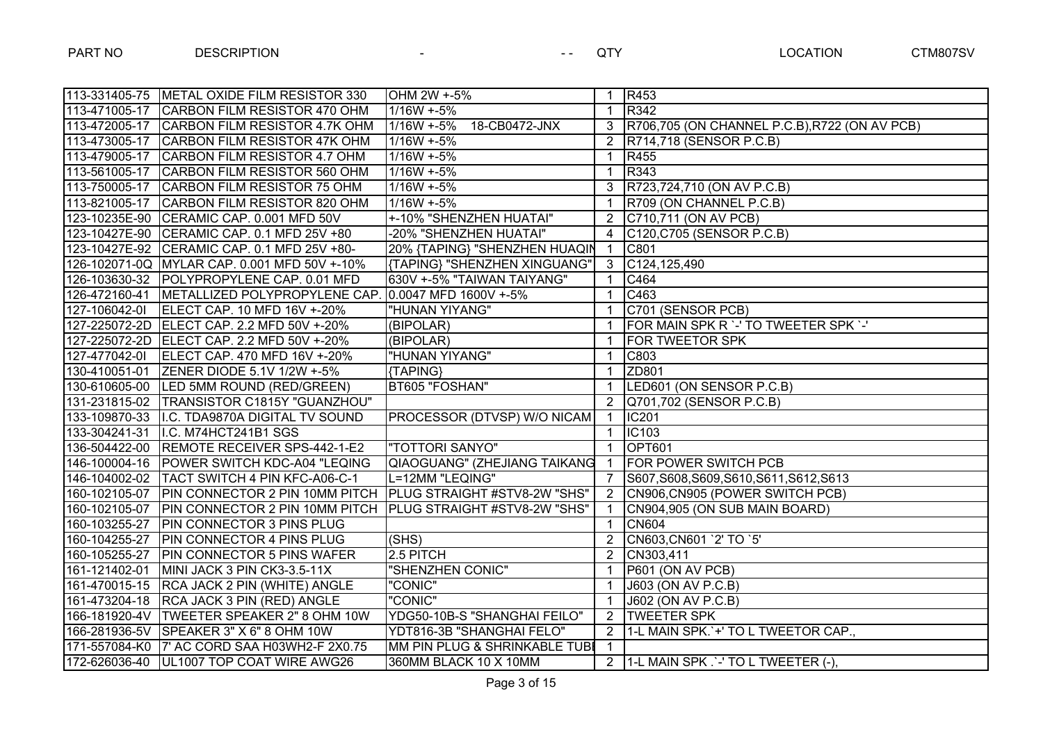| PART NO | DESCRIPTION | - - - | QTY | LOCATION CTM807SV |
|---|---|---|---|---|
| 113-331405-75 | METAL OXIDE FILM RESISTOR 330 | OHM 2W +-5% | 1 | R453 |
| 113-471005-17 | CARBON FILM RESISTOR 470 OHM | 1/16W +-5% | 1 | R342 |
| 113-472005-17 | CARBON FILM RESISTOR 4.7K OHM | 1/16W +-5% 18-CB0472-JNX | 3 | R706,705 (ON CHANNEL P.C.B),R722 (ON AV PCB) |
| 113-473005-17 | CARBON FILM RESISTOR 47K OHM | 1/16W +-5% | 2 | R714,718 (SENSOR P.C.B) |
| 113-479005-17 | CARBON FILM RESISTOR 4.7 OHM | 1/16W +-5% | 1 | R455 |
| 113-561005-17 | CARBON FILM RESISTOR 560 OHM | 1/16W +-5% | 1 | R343 |
| 113-750005-17 | CARBON FILM RESISTOR 75 OHM | 1/16W +-5% | 3 | R723,724,710 (ON AV P.C.B) |
| 113-821005-17 | CARBON FILM RESISTOR 820 OHM | 1/16W +-5% | 1 | R709 (ON CHANNEL P.C.B) |
| 123-10235E-90 | CERAMIC CAP. 0.001 MFD 50V | +-10% "SHENZHEN HUATAI" | 2 | C710,711 (ON AV PCB) |
| 123-10427E-90 | CERAMIC CAP. 0.1 MFD 25V +80 | -20% "SHENZHEN HUATAI" | 4 | C120,C705 (SENSOR P.C.B) |
| 123-10427E-92 | CERAMIC CAP. 0.1 MFD 25V +80- | 20% {TAPING} "SHENZHEN HUAQIN | 1 | C801 |
| 126-102071-0Q | MYLAR CAP. 0.001 MFD 50V +-10% | {TAPING} "SHENZHEN XINGUANG" | 3 | C124,125,490 |
| 126-103630-32 | POLYPROPYLENE CAP. 0.01 MFD | 630V +-5% "TAIWAN TAIYANG" | 1 | C464 |
| 126-472160-41 | METALLIZED POLYPROPYLENE CAP. | 0.0047 MFD 1600V +-5% | 1 | C463 |
| 127-106042-0I | ELECT CAP. 10 MFD 16V +-20% | "HUNAN YIYANG" | 1 | C701 (SENSOR PCB) |
| 127-225072-2D | ELECT CAP. 2.2 MFD 50V +-20% | (BIPOLAR) | 1 | FOR MAIN SPK R `-' TO TWEETER SPK `-' |
| 127-225072-2D | ELECT CAP. 2.2 MFD 50V +-20% | (BIPOLAR) | 1 | FOR TWEETOR SPK |
| 127-477042-0I | ELECT CAP. 470 MFD 16V +-20% | "HUNAN YIYANG" | 1 | C803 |
| 130-410051-01 | ZENER DIODE 5.1V 1/2W +-5% | {TAPING} | 1 | ZD801 |
| 130-610605-00 | LED 5MM ROUND (RED/GREEN) | BT605 "FOSHAN" | 1 | LED601 (ON SENSOR P.C.B) |
| 131-231815-02 | TRANSISTOR C1815Y "GUANZHOU" | | 2 | Q701,702 (SENSOR P.C.B) |
| 133-109870-33 | I.C. TDA9870A DIGITAL TV SOUND | PROCESSOR (DTVSP) W/O NICAM | 1 | IC201 |
| 133-304241-31 | I.C. M74HCT241B1 SGS | | 1 | IC103 |
| 136-504422-00 | REMOTE RECEIVER SPS-442-1-E2 | "TOTTORI SANYO" | 1 | OPT601 |
| 146-100004-16 | POWER SWITCH KDC-A04 "LEQING | QIAOGUANG" (ZHEJIANG TAIKANG | 1 | FOR POWER SWITCH PCB |
| 146-104002-02 | TACT SWITCH 4 PIN KFC-A06-C-1 | L=12MM "LEQING" | 7 | S607,S608,S609,S610,S611,S612,S613 |
| 160-102105-07 | PIN CONNECTOR 2 PIN 10MM PITCH | PLUG STRAIGHT #STV8-2W "SHS" | 2 | CN906,CN905 (POWER SWITCH PCB) |
| 160-102105-07 | PIN CONNECTOR 2 PIN 10MM PITCH | PLUG STRAIGHT #STV8-2W "SHS" | 1 | CN904,905 (ON SUB MAIN BOARD) |
| 160-103255-27 | PIN CONNECTOR 3 PINS PLUG | | 1 | CN604 |
| 160-104255-27 | PIN CONNECTOR 4 PINS PLUG | (SHS) | 2 | CN603,CN601 `2' TO `5' |
| 160-105255-27 | PIN CONNECTOR 5 PINS WAFER | 2.5 PITCH | 2 | CN303,411 |
| 161-121402-01 | MINI JACK 3 PIN CK3-3.5-11X | "SHENZHEN CONIC" | 1 | P601 (ON AV PCB) |
| 161-470015-15 | RCA JACK 2 PIN (WHITE) ANGLE | "CONIC" | 1 | J603 (ON AV P.C.B) |
| 161-473204-18 | RCA JACK 3 PIN (RED) ANGLE | "CONIC" | 1 | J602 (ON AV P.C.B) |
| 166-181920-4V | TWEETER SPEAKER 2" 8 OHM 10W | YDG50-10B-S "SHANGHAI FEILO" | 2 | TWEETER SPK |
| 166-281936-5V | SPEAKER 3" X 6" 8 OHM 10W | YDT816-3B "SHANGHAI FELO" | 2 | 1-L MAIN SPK.`+' TO L TWEETOR CAP., |
| 171-557084-K0 | 7' AC CORD SAA H03WH2-F 2X0.75 | MM PIN PLUG & SHRINKABLE TUBI | 1 | |
| 172-626036-40 | UL1007 TOP COAT WIRE AWG26 | 360MM BLACK 10 X 10MM | 2 | 1-L MAIN SPK .`-' TO L TWEETER (-), |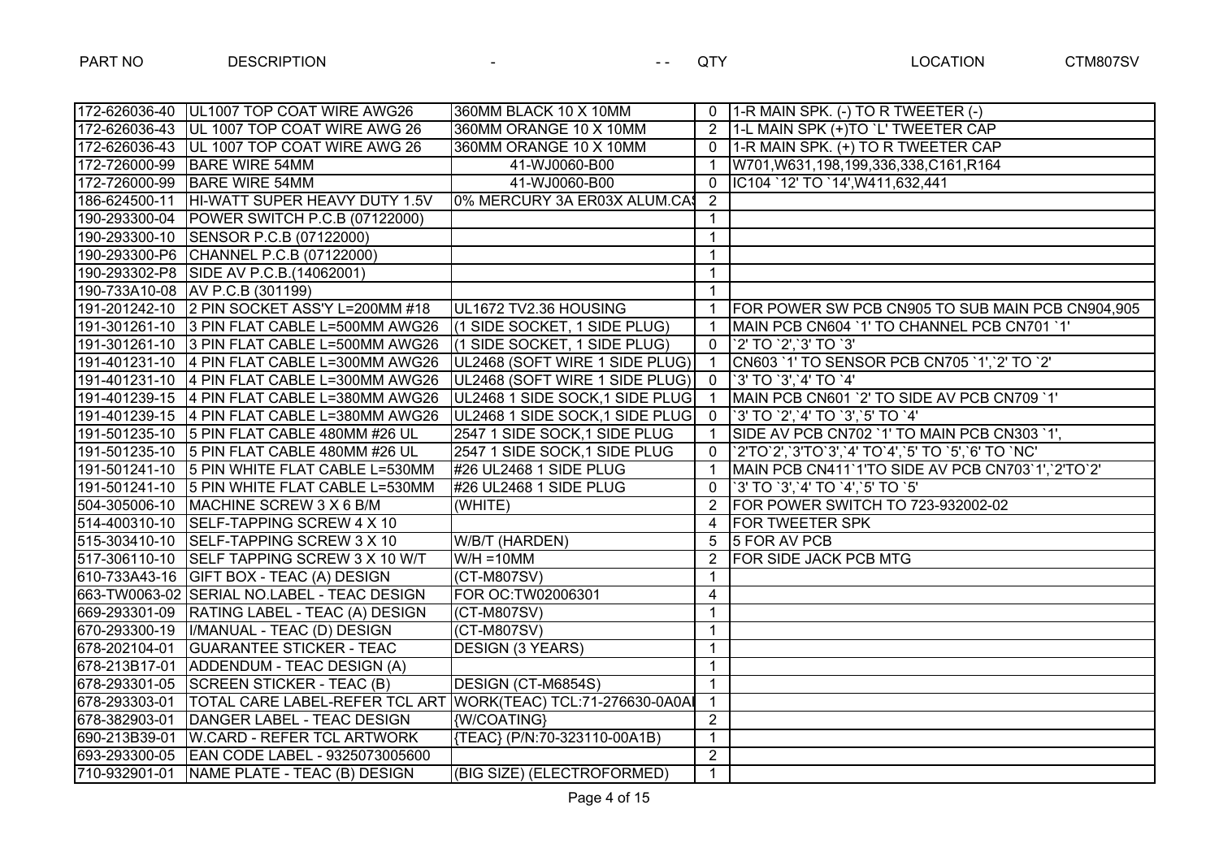| PART NO | DESCRIPTION | - | QTY | LOCATION |
|---|---|---|---|---|
| 172-626036-40 | UL1007 TOP COAT WIRE AWG26 | 360MM BLACK 10 X 10MM | 0 | 1-R MAIN SPK. (-) TO R TWEETER (-) |
| 172-626036-43 | UL 1007 TOP COAT WIRE AWG 26 | 360MM ORANGE 10 X 10MM | 2 | 1-L MAIN SPK (+)TO `L' TWEETER CAP |
| 172-626036-43 | UL 1007 TOP COAT WIRE AWG 26 | 360MM ORANGE 10 X 10MM | 0 | 1-R MAIN SPK. (+) TO R TWEETER CAP |
| 172-726000-99 | BARE WIRE 54MM | 41-WJ0060-B00 | 1 | W701,W631,198,199,336,338,C161,R164 |
| 172-726000-99 | BARE WIRE 54MM | 41-WJ0060-B00 | 0 | IC104 `12' TO `14',W411,632,441 |
| 186-624500-11 | HI-WATT SUPER HEAVY DUTY 1.5V | 0% MERCURY 3A ER03X ALUM.CA | 2 | |
| 190-293300-04 | POWER SWITCH P.C.B (07122000) | | 1 | |
| 190-293300-10 | SENSOR P.C.B (07122000) | | 1 | |
| 190-293300-P6 | CHANNEL P.C.B (07122000) | | 1 | |
| 190-293302-P8 | SIDE AV P.C.B.(14062001) | | 1 | |
| 190-733A10-08 | AV P.C.B (301199) | | 1 | |
| 191-201242-10 | 2 PIN SOCKET ASS'Y L=200MM #18 | UL1672 TV2.36 HOUSING | 1 | FOR POWER SW PCB CN905 TO SUB MAIN PCB CN904,905 |
| 191-301261-10 | 3 PIN FLAT CABLE L=500MM AWG26 | (1 SIDE SOCKET, 1 SIDE PLUG) | 1 | MAIN PCB CN604 `1' TO CHANNEL PCB CN701 `1' |
| 191-301261-10 | 3 PIN FLAT CABLE L=500MM AWG26 | (1 SIDE SOCKET, 1 SIDE PLUG) | 0 | `2' TO `2',`3' TO `3' |
| 191-401231-10 | 4 PIN FLAT CABLE L=300MM AWG26 | UL2468 (SOFT WIRE 1 SIDE PLUG) | 1 | CN603 `1' TO SENSOR PCB CN705 `1',`2' TO `2' |
| 191-401231-10 | 4 PIN FLAT CABLE L=300MM AWG26 | UL2468 (SOFT WIRE 1 SIDE PLUG) | 0 | `3' TO `3',`4' TO `4' |
| 191-401239-15 | 4 PIN FLAT CABLE L=380MM AWG26 | UL2468 1 SIDE SOCK,1 SIDE PLUG | 1 | MAIN PCB CN601 `2' TO SIDE AV PCB CN709 `1' |
| 191-401239-15 | 4 PIN FLAT CABLE L=380MM AWG26 | UL2468 1 SIDE SOCK,1 SIDE PLUG | 0 | `3' TO `2',`4' TO `3',`5' TO `4' |
| 191-501235-10 | 5 PIN FLAT CABLE 480MM #26 UL | 2547 1 SIDE SOCK,1 SIDE PLUG | 1 | SIDE AV PCB CN702 `1' TO MAIN PCB CN303 `1', |
| 191-501235-10 | 5 PIN FLAT CABLE 480MM #26 UL | 2547 1 SIDE SOCK,1 SIDE PLUG | 0 | `2'TO`2',`3'TO`3',`4' TO`4',`5' TO `5',`6' TO `NC' |
| 191-501241-10 | 5 PIN WHITE FLAT CABLE L=530MM | #26 UL2468 1 SIDE PLUG | 1 | MAIN PCB CN411`1'TO SIDE AV PCB CN703`1',`2'TO`2' |
| 191-501241-10 | 5 PIN WHITE FLAT CABLE L=530MM | #26 UL2468 1 SIDE PLUG | 0 | `3' TO `3',`4' TO `4',`5' TO `5' |
| 504-305006-10 | MACHINE SCREW 3 X 6 B/M | (WHITE) | 2 | FOR POWER SWITCH TO 723-932002-02 |
| 514-400310-10 | SELF-TAPPING SCREW 4 X 10 | | 4 | FOR TWEETER SPK |
| 515-303410-10 | SELF-TAPPING SCREW 3 X 10 | W/B/T (HARDEN) | 5 | 5 FOR AV PCB |
| 517-306110-10 | SELF TAPPING SCREW 3 X 10 W/T | W/H =10MM | 2 | FOR SIDE JACK PCB MTG |
| 610-733A43-16 | GIFT BOX - TEAC (A) DESIGN | (CT-M807SV) | 1 | |
| 663-TW0063-02 | SERIAL NO.LABEL - TEAC DESIGN | FOR OC:TW02006301 | 4 | |
| 669-293301-09 | RATING LABEL - TEAC (A) DESIGN | (CT-M807SV) | 1 | |
| 670-293300-19 | I/MANUAL - TEAC (D) DESIGN | (CT-M807SV) | 1 | |
| 678-202104-01 | GUARANTEE STICKER - TEAC | DESIGN (3 YEARS) | 1 | |
| 678-213B17-01 | ADDENDUM - TEAC DESIGN (A) | | 1 | |
| 678-293301-05 | SCREEN STICKER - TEAC (B) | DESIGN (CT-M6854S) | 1 | |
| 678-293303-01 | TOTAL CARE LABEL-REFER TCL ART | WORK(TEAC) TCL:71-276630-0A0A | 1 | |
| 678-382903-01 | DANGER LABEL - TEAC DESIGN | {W/COATING} | 2 | |
| 690-213B39-01 | W.CARD - REFER TCL ARTWORK | {TEAC} (P/N:70-323110-00A1B) | 1 | |
| 693-293300-05 | EAN CODE LABEL - 9325073005600 | | 2 | |
| 710-932901-01 | NAME PLATE - TEAC (B) DESIGN | (BIG SIZE) (ELECTROFORMED) | 1 | |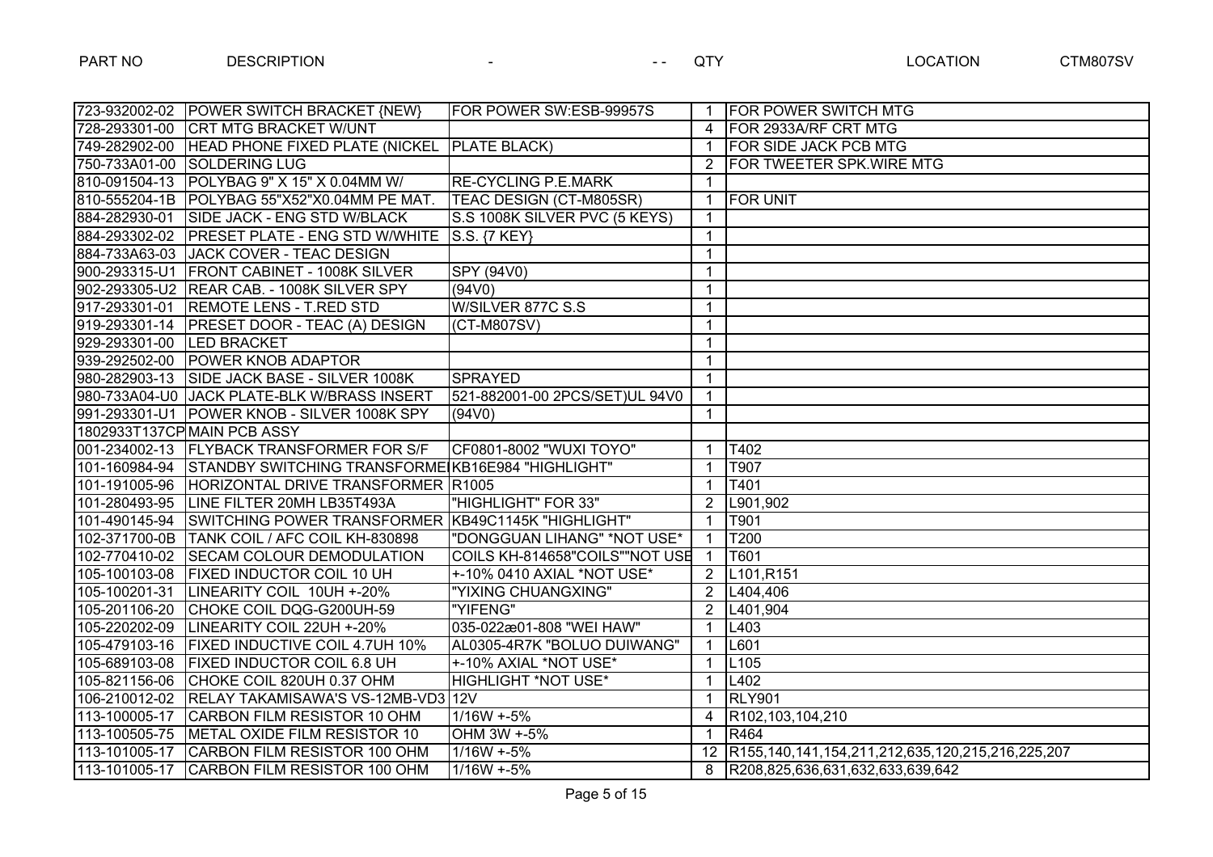| PART NO | DESCRIPTION | - | QTY | LOCATION |
|---|---|---|---|---|
| 723-932002-02 | POWER SWITCH BRACKET {NEW} | FOR POWER SW:ESB-99957S | 1 | FOR POWER SWITCH MTG |
| 728-293301-00 | CRT MTG BRACKET W/UNT | | 4 | FOR 2933A/RF CRT MTG |
| 749-282902-00 | HEAD PHONE FIXED PLATE (NICKEL | PLATE BLACK) | 1 | FOR SIDE JACK PCB MTG |
| 750-733A01-00 | SOLDERING LUG | | 2 | FOR TWEETER SPK.WIRE MTG |
| 810-091504-13 | POLYBAG 9" X 15" X 0.04MM W/ | RE-CYCLING P.E.MARK | 1 | |
| 810-555204-1B | POLYBAG 55"X52"X0.04MM PE MAT. | TEAC DESIGN (CT-M805SR) | 1 | FOR UNIT |
| 884-282930-01 | SIDE JACK - ENG STD W/BLACK | S.S 1008K SILVER PVC (5 KEYS) | 1 | |
| 884-293302-02 | PRESET PLATE - ENG STD W/WHITE | S.S. {7 KEY} | 1 | |
| 884-733A63-03 | JACK COVER - TEAC DESIGN | | 1 | |
| 900-293315-U1 | FRONT CABINET - 1008K SILVER | SPY (94V0) | 1 | |
| 902-293305-U2 | REAR CAB. - 1008K SILVER SPY | (94V0) | 1 | |
| 917-293301-01 | REMOTE LENS - T.RED STD | W/SILVER 877C S.S | 1 | |
| 919-293301-14 | PRESET DOOR - TEAC (A) DESIGN | (CT-M807SV) | 1 | |
| 929-293301-00 | LED BRACKET | | 1 | |
| 939-292502-00 | POWER KNOB ADAPTOR | | 1 | |
| 980-282903-13 | SIDE JACK BASE - SILVER 1008K | SPRAYED | 1 | |
| 980-733A04-U0 | JACK PLATE-BLK W/BRASS INSERT | 521-882001-00 2PCS/SET)UL 94V0 | 1 | |
| 991-293301-U1 | POWER KNOB - SILVER 1008K SPY | (94V0) | 1 | |
| 1802933T137CP | MAIN PCB ASSY | | | |
| 001-234002-13 | FLYBACK TRANSFORMER FOR S/F | CF0801-8002 "WUXI TOYO" | 1 | T402 |
| 101-160984-94 | STANDBY SWITCHING TRANSFORME | KB16E984 "HIGHLIGHT" | 1 | T907 |
| 101-191005-96 | HORIZONTAL DRIVE TRANSFORMER | R1005 | 1 | T401 |
| 101-280493-95 | LINE FILTER 20MH LB35T493A | "HIGHLIGHT" FOR 33" | 2 | L901,902 |
| 101-490145-94 | SWITCHING POWER TRANSFORMER | KB49C1145K "HIGHLIGHT" | 1 | T901 |
| 102-371700-0B | TANK COIL / AFC COIL KH-830898 | "DONGGUAN LIHANG" *NOT USE* | 1 | T200 |
| 102-770410-02 | SECAM COLOUR DEMODULATION | COILS KH-814658"COILS""NOT USE | 1 | T601 |
| 105-100103-08 | FIXED INDUCTOR COIL 10 UH | +-10% 0410 AXIAL *NOT USE* | 2 | L101,R151 |
| 105-100201-31 | LINEARITY COIL 10UH +-20% | "YIXING CHUANGXING" | 2 | L404,406 |
| 105-201106-20 | CHOKE COIL DQG-G200UH-59 | "YIFENG" | 2 | L401,904 |
| 105-220202-09 | LINEARITY COIL 22UH +-20% | 035-022æ01-808 "WEI HAW" | 1 | L403 |
| 105-479103-16 | FIXED INDUCTIVE COIL 4.7UH 10% | AL0305-4R7K "BOLUO DUIWANG" | 1 | L601 |
| 105-689103-08 | FIXED INDUCTOR COIL 6.8 UH | +-10% AXIAL *NOT USE* | 1 | L105 |
| 105-821156-06 | CHOKE COIL 820UH 0.37 OHM | HIGHLIGHT *NOT USE* | 1 | L402 |
| 106-210012-02 | RELAY TAKAMISAWA'S VS-12MB-VD3 | 12V | 1 | RLY901 |
| 113-100005-17 | CARBON FILM RESISTOR 10 OHM | 1/16W +-5% | 4 | R102,103,104,210 |
| 113-100505-75 | METAL OXIDE FILM RESISTOR 10 | OHM 3W +-5% | 1 | R464 |
| 113-101005-17 | CARBON FILM RESISTOR 100 OHM | 1/16W +-5% | 12 | R155,140,141,154,211,212,635,120,215,216,225,207 |
| 113-101005-17 | CARBON FILM RESISTOR 100 OHM | 1/16W +-5% | 8 | R208,825,636,631,632,633,639,642 |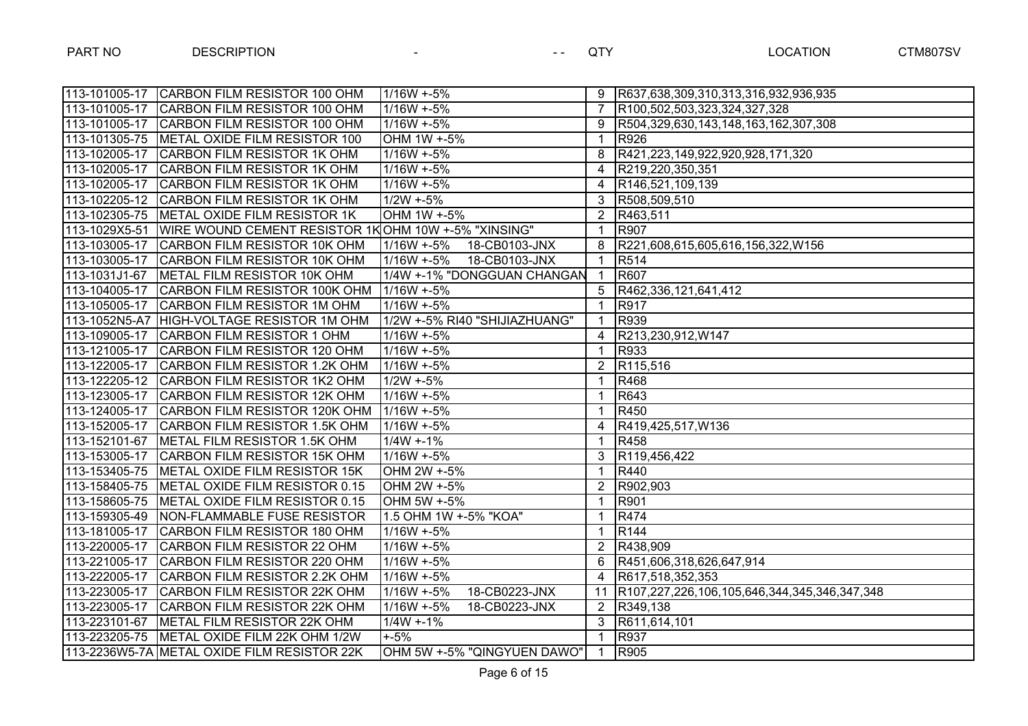| PART NO | DESCRIPTION | - | QTY | LOCATION |
|---|---|---|---|---|
| 113-101005-17 | CARBON FILM RESISTOR 100 OHM | 1/16W +-5% | 9 | R637,638,309,310,313,316,932,936,935 |
| 113-101005-17 | CARBON FILM RESISTOR 100 OHM | 1/16W +-5% | 7 | R100,502,503,323,324,327,328 |
| 113-101005-17 | CARBON FILM RESISTOR 100 OHM | 1/16W +-5% | 9 | R504,329,630,143,148,163,162,307,308 |
| 113-101305-75 | METAL OXIDE FILM RESISTOR 100 | OHM 1W +-5% | 1 | R926 |
| 113-102005-17 | CARBON FILM RESISTOR 1K OHM | 1/16W +-5% | 8 | R421,223,149,922,920,928,171,320 |
| 113-102005-17 | CARBON FILM RESISTOR 1K OHM | 1/16W +-5% | 4 | R219,220,350,351 |
| 113-102005-17 | CARBON FILM RESISTOR 1K OHM | 1/16W +-5% | 4 | R146,521,109,139 |
| 113-102205-12 | CARBON FILM RESISTOR 1K OHM | 1/2W +-5% | 3 | R508,509,510 |
| 113-102305-75 | METAL OXIDE FILM RESISTOR 1K | OHM 1W +-5% | 2 | R463,511 |
| 113-1029X5-51 | WIRE WOUND CEMENT RESISTOR 1K | OHM 10W +-5% "XINSING" | 1 | R907 |
| 113-103005-17 | CARBON FILM RESISTOR 10K OHM | 1/16W +-5% 18-CB0103-JNX | 8 | R221,608,615,605,616,156,322,W156 |
| 113-103005-17 | CARBON FILM RESISTOR 10K OHM | 1/16W +-5% 18-CB0103-JNX | 1 | R514 |
| 113-1031J1-67 | METAL FILM RESISTOR 10K OHM | 1/4W +-1% "DONGGUAN CHANGAN | 1 | R607 |
| 113-104005-17 | CARBON FILM RESISTOR 100K OHM | 1/16W +-5% | 5 | R462,336,121,641,412 |
| 113-105005-17 | CARBON FILM RESISTOR 1M OHM | 1/16W +-5% | 1 | R917 |
| 113-1052N5-A7 | HIGH-VOLTAGE RESISTOR 1M OHM | 1/2W +-5% RI40 "SHIJIAZHUANG" | 1 | R939 |
| 113-109005-17 | CARBON FILM RESISTOR 1 OHM | 1/16W +-5% | 4 | R213,230,912,W147 |
| 113-121005-17 | CARBON FILM RESISTOR 120 OHM | 1/16W +-5% | 1 | R933 |
| 113-122005-17 | CARBON FILM RESISTOR 1.2K OHM | 1/16W +-5% | 2 | R115,516 |
| 113-122205-12 | CARBON FILM RESISTOR 1K2 OHM | 1/2W +-5% | 1 | R468 |
| 113-123005-17 | CARBON FILM RESISTOR 12K OHM | 1/16W +-5% | 1 | R643 |
| 113-124005-17 | CARBON FILM RESISTOR 120K OHM | 1/16W +-5% | 1 | R450 |
| 113-152005-17 | CARBON FILM RESISTOR 1.5K OHM | 1/16W +-5% | 4 | R419,425,517,W136 |
| 113-152101-67 | METAL FILM RESISTOR 1.5K OHM | 1/4W +-1% | 1 | R458 |
| 113-153005-17 | CARBON FILM RESISTOR 15K OHM | 1/16W +-5% | 3 | R119,456,422 |
| 113-153405-75 | METAL OXIDE FILM RESISTOR 15K | OHM 2W +-5% | 1 | R440 |
| 113-158405-75 | METAL OXIDE FILM RESISTOR 0.15 | OHM 2W +-5% | 2 | R902,903 |
| 113-158605-75 | METAL OXIDE FILM RESISTOR 0.15 | OHM 5W +-5% | 1 | R901 |
| 113-159305-49 | NON-FLAMMABLE FUSE RESISTOR | 1.5 OHM 1W +-5% "KOA" | 1 | R474 |
| 113-181005-17 | CARBON FILM RESISTOR 180 OHM | 1/16W +-5% | 1 | R144 |
| 113-220005-17 | CARBON FILM RESISTOR 22 OHM | 1/16W +-5% | 2 | R438,909 |
| 113-221005-17 | CARBON FILM RESISTOR 220 OHM | 1/16W +-5% | 6 | R451,606,318,626,647,914 |
| 113-222005-17 | CARBON FILM RESISTOR 2.2K OHM | 1/16W +-5% | 4 | R617,518,352,353 |
| 113-223005-17 | CARBON FILM RESISTOR 22K OHM | 1/16W +-5% 18-CB0223-JNX | 11 | R107,227,226,106,105,646,344,345,346,347,348 |
| 113-223005-17 | CARBON FILM RESISTOR 22K OHM | 1/16W +-5% 18-CB0223-JNX | 2 | R349,138 |
| 113-223101-67 | METAL FILM RESISTOR 22K OHM | 1/4W +-1% | 3 | R611,614,101 |
| 113-223205-75 | METAL OXIDE FILM 22K OHM 1/2W | +-5% | 1 | R937 |
| 113-2236W5-7A | METAL OXIDE FILM RESISTOR 22K | OHM 5W +-5% "QINGYUEN DAWO" | 1 | R905 |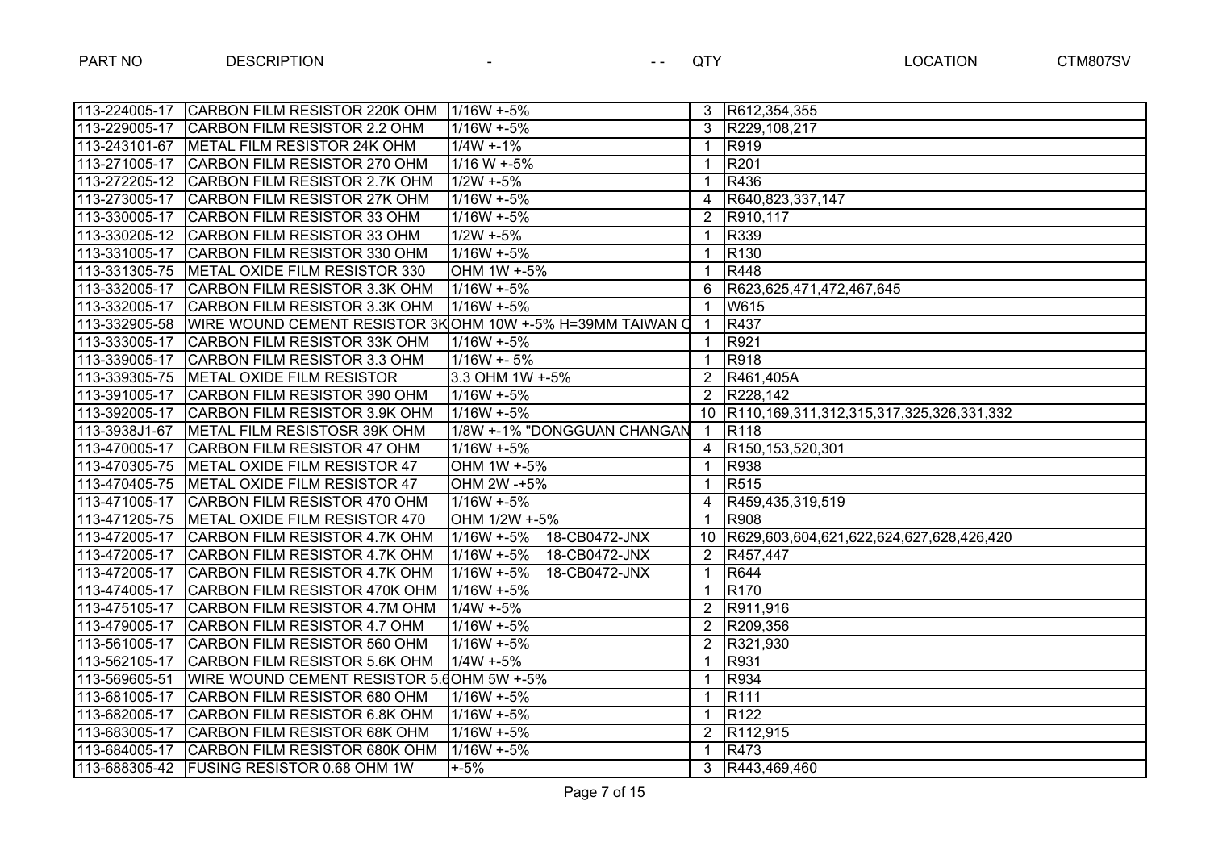| PART NO | DESCRIPTION | - | - - QTY | LOCATION |
|---|---|---|---|---|
| 113-224005-17 | CARBON FILM RESISTOR 220K OHM | 1/16W +-5% | 3 | R612,354,355 |
| 113-229005-17 | CARBON FILM RESISTOR 2.2 OHM | 1/16W +-5% | 3 | R229,108,217 |
| 113-243101-67 | METAL FILM RESISTOR 24K OHM | 1/4W +-1% | 1 | R919 |
| 113-271005-17 | CARBON FILM RESISTOR 270 OHM | 1/16 W +-5% | 1 | R201 |
| 113-272205-12 | CARBON FILM RESISTOR 2.7K OHM | 1/2W +-5% | 1 | R436 |
| 113-273005-17 | CARBON FILM RESISTOR 27K OHM | 1/16W +-5% | 4 | R640,823,337,147 |
| 113-330005-17 | CARBON FILM RESISTOR 33 OHM | 1/16W +-5% | 2 | R910,117 |
| 113-330205-12 | CARBON FILM RESISTOR 33 OHM | 1/2W +-5% | 1 | R339 |
| 113-331005-17 | CARBON FILM RESISTOR 330 OHM | 1/16W +-5% | 1 | R130 |
| 113-331305-75 | METAL OXIDE FILM RESISTOR 330 | OHM 1W +-5% | 1 | R448 |
| 113-332005-17 | CARBON FILM RESISTOR 3.3K OHM | 1/16W +-5% | 6 | R623,625,471,472,467,645 |
| 113-332005-17 | CARBON FILM RESISTOR 3.3K OHM | 1/16W +-5% | 1 | W615 |
| 113-332905-58 | WIRE WOUND CEMENT RESISTOR 3K | OHM 10W +-5% H=39MM TAIWAN C | 1 | R437 |
| 113-333005-17 | CARBON FILM RESISTOR 33K OHM | 1/16W +-5% | 1 | R921 |
| 113-339005-17 | CARBON FILM RESISTOR 3.3 OHM | 1/16W +- 5% | 1 | R918 |
| 113-339305-75 | METAL OXIDE FILM RESISTOR | 3.3 OHM 1W +-5% | 2 | R461,405A |
| 113-391005-17 | CARBON FILM RESISTOR 390 OHM | 1/16W +-5% | 2 | R228,142 |
| 113-392005-17 | CARBON FILM RESISTOR 3.9K OHM | 1/16W +-5% | 10 | R110,169,311,312,315,317,325,326,331,332 |
| 113-3938J1-67 | METAL FILM RESISTOSR 39K OHM | 1/8W +-1% "DONGGUAN CHANGAN | 1 | R118 |
| 113-470005-17 | CARBON FILM RESISTOR 47 OHM | 1/16W +-5% | 4 | R150,153,520,301 |
| 113-470305-75 | METAL OXIDE FILM RESISTOR 47 | OHM 1W +-5% | 1 | R938 |
| 113-470405-75 | METAL OXIDE FILM RESISTOR 47 | OHM 2W -+5% | 1 | R515 |
| 113-471005-17 | CARBON FILM RESISTOR 470 OHM | 1/16W +-5% | 4 | R459,435,319,519 |
| 113-471205-75 | METAL OXIDE FILM RESISTOR 470 | OHM 1/2W +-5% | 1 | R908 |
| 113-472005-17 | CARBON FILM RESISTOR 4.7K OHM | 1/16W +-5% 18-CB0472-JNX | 10 | R629,603,604,621,622,624,627,628,426,420 |
| 113-472005-17 | CARBON FILM RESISTOR 4.7K OHM | 1/16W +-5% 18-CB0472-JNX | 2 | R457,447 |
| 113-472005-17 | CARBON FILM RESISTOR 4.7K OHM | 1/16W +-5% 18-CB0472-JNX | 1 | R644 |
| 113-474005-17 | CARBON FILM RESISTOR 470K OHM | 1/16W +-5% | 1 | R170 |
| 113-475105-17 | CARBON FILM RESISTOR 4.7M OHM | 1/4W +-5% | 2 | R911,916 |
| 113-479005-17 | CARBON FILM RESISTOR 4.7 OHM | 1/16W +-5% | 2 | R209,356 |
| 113-561005-17 | CARBON FILM RESISTOR 560 OHM | 1/16W +-5% | 2 | R321,930 |
| 113-562105-17 | CARBON FILM RESISTOR 5.6K OHM | 1/4W +-5% | 1 | R931 |
| 113-569605-51 | WIRE WOUND CEMENT RESISTOR 5.6 | OHM 5W +-5% | 1 | R934 |
| 113-681005-17 | CARBON FILM RESISTOR 680 OHM | 1/16W +-5% | 1 | R111 |
| 113-682005-17 | CARBON FILM RESISTOR 6.8K OHM | 1/16W +-5% | 1 | R122 |
| 113-683005-17 | CARBON FILM RESISTOR 68K OHM | 1/16W +-5% | 2 | R112,915 |
| 113-684005-17 | CARBON FILM RESISTOR 680K OHM | 1/16W +-5% | 1 | R473 |
| 113-688305-42 | FUSING RESISTOR 0.68 OHM 1W | +-5% | 3 | R443,469,460 |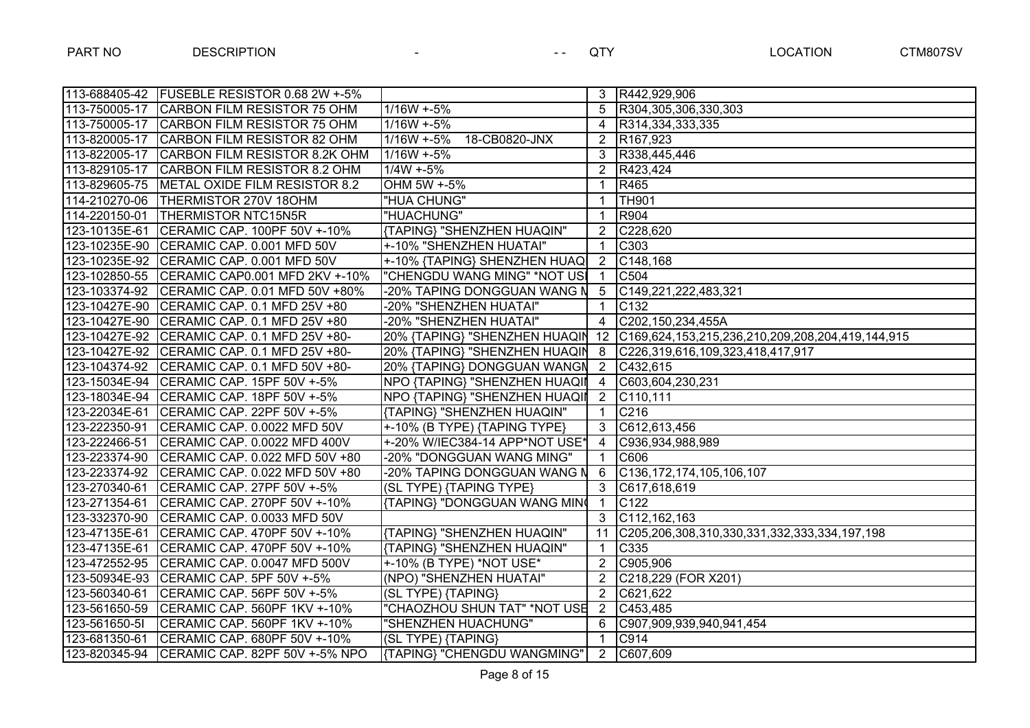| PART NO | DESCRIPTION | - | QTY | LOCATION |
|---|---|---|---|---|
| 113-688405-42 | FUSEBLE RESISTOR 0.68 2W +-5% | | 3 | R442,929,906 |
| 113-750005-17 | CARBON FILM RESISTOR 75 OHM | 1/16W +-5% | 5 | R304,305,306,330,303 |
| 113-750005-17 | CARBON FILM RESISTOR 75 OHM | 1/16W +-5% | 4 | R314,334,333,335 |
| 113-820005-17 | CARBON FILM RESISTOR 82 OHM | 1/16W +-5%   18-CB0820-JNX | 2 | R167,923 |
| 113-822005-17 | CARBON FILM RESISTOR 8.2K OHM | 1/16W +-5% | 3 | R338,445,446 |
| 113-829105-17 | CARBON FILM RESISTOR 8.2 OHM | 1/4W +-5% | 2 | R423,424 |
| 113-829605-75 | METAL OXIDE FILM RESISTOR 8.2 | OHM 5W +-5% | 1 | R465 |
| 114-210270-06 | THERMISTOR 270V 18OHM | "HUA CHUNG" | 1 | TH901 |
| 114-220150-01 | THERMISTOR NTC15N5R | "HUACHUNG" | 1 | R904 |
| 123-10135E-61 | CERAMIC CAP. 100PF 50V +-10% | {TAPING} "SHENZHEN HUAQIN" | 2 | C228,620 |
| 123-10235E-90 | CERAMIC CAP. 0.001 MFD 50V | +-10% "SHENZHEN HUATAI" | 1 | C303 |
| 123-10235E-92 | CERAMIC CAP. 0.001 MFD 50V | +-10% {TAPING} SHENZHEN HUAQ | 2 | C148,168 |
| 123-102850-55 | CERAMIC CAP0.001 MFD 2KV +-10% | "CHENGDU WANG MING" *NOT USI | 1 | C504 |
| 123-103374-92 | CERAMIC CAP. 0.01 MFD 50V +80% | -20% TAPING DONGGUAN WANG M | 5 | C149,221,222,483,321 |
| 123-10427E-90 | CERAMIC CAP. 0.1 MFD 25V +80 | -20% "SHENZHEN HUATAI" | 1 | C132 |
| 123-10427E-90 | CERAMIC CAP. 0.1 MFD 25V +80 | -20% "SHENZHEN HUATAI" | 4 | C202,150,234,455A |
| 123-10427E-92 | CERAMIC CAP. 0.1 MFD 25V +80- | 20% {TAPING} "SHENZHEN HUAQIN | 12 | C169,624,153,215,236,210,209,208,204,419,144,915 |
| 123-10427E-92 | CERAMIC CAP. 0.1 MFD 25V +80- | 20% {TAPING} "SHENZHEN HUAQIN | 8 | C226,319,616,109,323,418,417,917 |
| 123-104374-92 | CERAMIC CAP. 0.1 MFD 50V +80- | 20% {TAPING} DONGGUAN WANGM | 2 | C432,615 |
| 123-15034E-94 | CERAMIC CAP. 15PF 50V +-5% | NPO {TAPING} "SHENZHEN HUAQI | 4 | C603,604,230,231 |
| 123-18034E-94 | CERAMIC CAP. 18PF 50V +-5% | NPO {TAPING} "SHENZHEN HUAQI | 2 | C110,111 |
| 123-22034E-61 | CERAMIC CAP. 22PF 50V +-5% | {TAPING} "SHENZHEN HUAQIN" | 1 | C216 |
| 123-222350-91 | CERAMIC CAP. 0.0022 MFD 50V | +-10% (B TYPE) {TAPING TYPE} | 3 | C612,613,456 |
| 123-222466-51 | CERAMIC CAP. 0.0022 MFD 400V | +-20% W/IEC384-14 APP*NOT USE* | 4 | C936,934,988,989 |
| 123-223374-90 | CERAMIC CAP. 0.022 MFD 50V +80 | -20% "DONGGUAN WANG MING" | 1 | C606 |
| 123-223374-92 | CERAMIC CAP. 0.022 MFD 50V +80 | -20% TAPING DONGGUAN WANG M | 6 | C136,172,174,105,106,107 |
| 123-270340-61 | CERAMIC CAP. 27PF 50V +-5% | (SL TYPE) {TAPING TYPE} | 3 | C617,618,619 |
| 123-271354-61 | CERAMIC CAP. 270PF 50V +-10% | {TAPING} "DONGGUAN WANG MIN | 1 | C122 |
| 123-332370-90 | CERAMIC CAP. 0.0033 MFD 50V | | 3 | C112,162,163 |
| 123-47135E-61 | CERAMIC CAP. 470PF 50V +-10% | {TAPING} "SHENZHEN HUAQIN" | 11 | C205,206,308,310,330,331,332,333,334,197,198 |
| 123-47135E-61 | CERAMIC CAP. 470PF 50V +-10% | {TAPING} "SHENZHEN HUAQIN" | 1 | C335 |
| 123-472552-95 | CERAMIC CAP. 0.0047 MFD 500V | +-10% (B TYPE) *NOT USE* | 2 | C905,906 |
| 123-50934E-93 | CERAMIC CAP. 5PF 50V +-5% | (NPO) "SHENZHEN HUATAI" | 2 | C218,229 (FOR X201) |
| 123-560340-61 | CERAMIC CAP. 56PF 50V +-5% | (SL TYPE) {TAPING} | 2 | C621,622 |
| 123-561650-59 | CERAMIC CAP. 560PF 1KV +-10% | "CHAOZHOU SHUN TAT" *NOT USE | 2 | C453,485 |
| 123-561650-5I | CERAMIC CAP. 560PF 1KV +-10% | "SHENZHEN HUACHUNG" | 6 | C907,909,939,940,941,454 |
| 123-681350-61 | CERAMIC CAP. 680PF 50V +-10% | (SL TYPE) {TAPING} | 1 | C914 |
| 123-820345-94 | CERAMIC CAP. 82PF 50V +-5% NPO | {TAPING} "CHENGDU WANGMING" | 2 | C607,609 |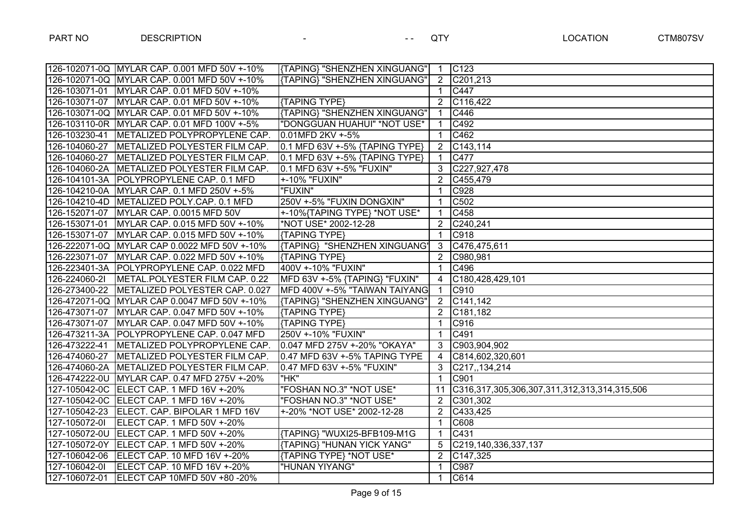| PART NO | DESCRIPTION | - | QTY | LOCATION |
|---|---|---|---|---|
| 126-102071-0Q | MYLAR CAP. 0.001 MFD 50V +-10% | {TAPING} "SHENZHEN XINGUANG" | 1 | C123 |
| 126-102071-0Q | MYLAR CAP. 0.001 MFD 50V +-10% | {TAPING} "SHENZHEN XINGUANG" | 2 | C201,213 |
| 126-103071-01 | MYLAR CAP. 0.01 MFD 50V +-10% | | 1 | C447 |
| 126-103071-07 | MYLAR CAP. 0.01 MFD 50V +-10% | {TAPING TYPE} | 2 | C116,422 |
| 126-103071-0Q | MYLAR CAP. 0.01 MFD 50V +-10% | {TAPING} "SHENZHEN XINGUANG" | 1 | C446 |
| 126-103110-0R | MYLAR CAP. 0.01 MFD 100V +-5% | "DONGGUAN HUAHUI" *NOT USE* | 1 | C492 |
| 126-103230-41 | METALIZED POLYPROPYLENE CAP. | 0.01MFD 2KV +-5% | 1 | C462 |
| 126-104060-27 | METALIZED POLYESTER FILM CAP. | 0.1 MFD 63V +-5% {TAPING TYPE} | 2 | C143,114 |
| 126-104060-27 | METALIZED POLYESTER FILM CAP. | 0.1 MFD 63V +-5% {TAPING TYPE} | 1 | C477 |
| 126-104060-2A | METALIZED POLYESTER FILM CAP. | 0.1 MFD 63V +-5% "FUXIN" | 3 | C227,927,478 |
| 126-104101-3A | POLYPROPYLENE CAP. 0.1 MFD | +-10% "FUXIN" | 2 | C455,479 |
| 126-104210-0A | MYLAR CAP. 0.1 MFD 250V +-5% | "FUXIN" | 1 | C928 |
| 126-104210-4D | METALIZED POLY.CAP. 0.1 MFD | 250V +-5% "FUXIN DONGXIN" | 1 | C502 |
| 126-152071-07 | MYLAR CAP. 0.0015 MFD 50V | +-10%{TAPING TYPE} *NOT USE* | 1 | C458 |
| 126-153071-01 | MYLAR CAP. 0.015 MFD 50V +-10% | *NOT USE* 2002-12-28 | 2 | C240,241 |
| 126-153071-07 | MYLAR CAP. 0.015 MFD 50V +-10% | {TAPING TYPE} | 1 | C918 |
| 126-222071-0Q | MYLAR CAP 0.0022 MFD 50V +-10% | {TAPING} "SHENZHEN XINGUANG" | 3 | C476,475,611 |
| 126-223071-07 | MYLAR CAP. 0.022 MFD 50V +-10% | {TAPING TYPE} | 2 | C980,981 |
| 126-223401-3A | POLYPROPYLENE CAP. 0.022 MFD | 400V +-10% "FUXIN" | 1 | C496 |
| 126-224060-2I | METAL.POLYESTER FILM CAP. 0.22 | MFD 63V +-5% {TAPING} "FUXIN" | 4 | C180,428,429,101 |
| 126-273400-22 | METALIZED POLYESTER CAP. 0.027 | MFD 400V +-5% "TAIWAN TAIYANG | 1 | C910 |
| 126-472071-0Q | MYLAR CAP 0.0047 MFD 50V +-10% | {TAPING} "SHENZHEN XINGUANG" | 2 | C141,142 |
| 126-473071-07 | MYLAR CAP. 0.047 MFD 50V +-10% | {TAPING TYPE} | 2 | C181,182 |
| 126-473071-07 | MYLAR CAP. 0.047 MFD 50V +-10% | {TAPING TYPE} | 1 | C916 |
| 126-473211-3A | POLYPROPYLENE CAP. 0.047 MFD | 250V +-10% "FUXIN" | 1 | C491 |
| 126-473222-41 | METALIZED POLYPROPYLENE CAP. | 0.047 MFD 275V +-20% "OKAYA" | 3 | C903,904,902 |
| 126-474060-27 | METALIZED POLYESTER FILM CAP. | 0.47 MFD 63V +-5% TAPING TYPE | 4 | C814,602,320,601 |
| 126-474060-2A | METALIZED POLYESTER FILM CAP. | 0.47 MFD 63V +-5% "FUXIN" | 3 | C217,,134,214 |
| 126-474222-0U | MYLAR CAP. 0.47 MFD 275V +-20% | "HK" | 1 | C901 |
| 127-105042-0C | ELECT CAP. 1 MFD 16V +-20% | "FOSHAN NO.3" *NOT USE* | 11 | C316,317,305,306,307,311,312,313,314,315,506 |
| 127-105042-0C | ELECT CAP. 1 MFD 16V +-20% | "FOSHAN NO.3" *NOT USE* | 2 | C301,302 |
| 127-105042-23 | ELECT. CAP. BIPOLAR 1 MFD 16V | +-20% *NOT USE* 2002-12-28 | 2 | C433,425 |
| 127-105072-0I | ELECT CAP. 1 MFD 50V +-20% | | 1 | C608 |
| 127-105072-0U | ELECT CAP. 1 MFD 50V +-20% | {TAPING} "WUXI25-BFB109-M1G | 1 | C431 |
| 127-105072-0Y | ELECT CAP. 1 MFD 50V +-20% | {TAPING} "HUNAN YICK YANG" | 5 | C219,140,336,337,137 |
| 127-106042-06 | ELECT CAP. 10 MFD 16V +-20% | {TAPING TYPE} *NOT USE* | 2 | C147,325 |
| 127-106042-0I | ELECT CAP. 10 MFD 16V +-20% | "HUNAN YIYANG" | 1 | C987 |
| 127-106072-01 | ELECT CAP 10MFD 50V +80 -20% | | 1 | C614 |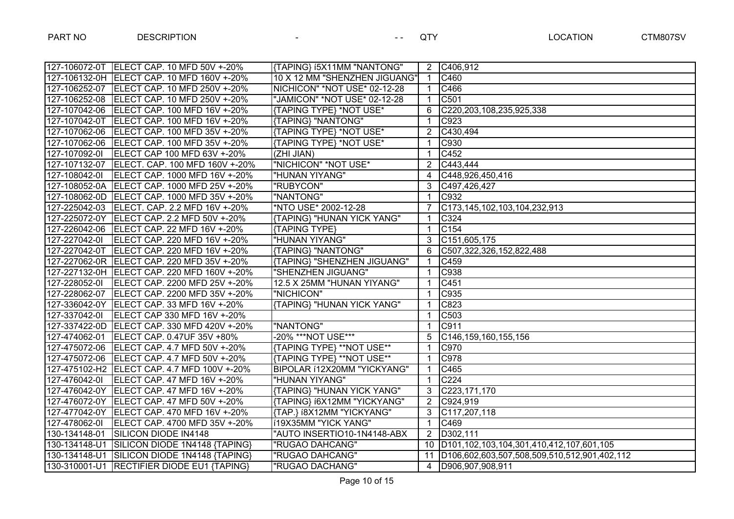| PART NO | DESCRIPTION | - | QTY | LOCATION |
|---|---|---|---|---|
| 127-106072-0T | ELECT CAP. 10 MFD 50V +-20% | {TAPING} í5X11MM "NANTONG" | 2 | C406,912 |
| 127-106132-0H | ELECT CAP. 10 MFD 160V +-20% | 10 X 12 MM "SHENZHEN JIGUANG" | 1 | C460 |
| 127-106252-07 | ELECT CAP. 10 MFD 250V +-20% | NICHICON" *NOT USE* 02-12-28 | 1 | C466 |
| 127-106252-08 | ELECT CAP. 10 MFD 250V +-20% | "JAMICON" *NOT USE* 02-12-28 | 1 | C501 |
| 127-107042-06 | ELECT CAP. 100 MFD 16V +-20% | {TAPING TYPE} *NOT USE* | 6 | C220,203,108,235,925,338 |
| 127-107042-0T | ELECT CAP. 100 MFD 16V +-20% | {TAPING} "NANTONG" | 1 | C923 |
| 127-107062-06 | ELECT CAP. 100 MFD 35V +-20% | {TAPING TYPE} *NOT USE* | 2 | C430,494 |
| 127-107062-06 | ELECT CAP. 100 MFD 35V +-20% | {TAPING TYPE} *NOT USE* | 1 | C930 |
| 127-107092-0I | ELECT CAP 100 MFD 63V +-20% | (ZHI JIAN) | 1 | C452 |
| 127-107132-07 | ELECT. CAP. 100 MFD 160V +-20% | "NICHICON" *NOT USE* | 2 | C443,444 |
| 127-108042-0I | ELECT CAP. 1000 MFD 16V +-20% | "HUNAN YIYANG" | 4 | C448,926,450,416 |
| 127-108052-0A | ELECT CAP. 1000 MFD 25V +-20% | "RUBYCON" | 3 | C497,426,427 |
| 127-108062-0D | ELECT CAP. 1000 MFD 35V +-20% | "NANTONG" | 1 | C932 |
| 127-225042-03 | ELECT. CAP. 2.2 MFD 16V +-20% | *NTO USE* 2002-12-28 | 7 | C173,145,102,103,104,232,913 |
| 127-225072-0Y | ELECT CAP. 2.2 MFD 50V +-20% | {TAPING} "HUNAN YICK YANG" | 1 | C324 |
| 127-226042-06 | ELECT CAP. 22 MFD 16V +-20% | {TAPING TYPE} | 1 | C154 |
| 127-227042-0I | ELECT CAP. 220 MFD 16V +-20% | "HUNAN YIYANG" | 3 | C151,605,175 |
| 127-227042-0T | ELECT CAP. 220 MFD 16V +-20% | {TAPING} "NANTONG" | 6 | C507,322,326,152,822,488 |
| 127-227062-0R | ELECT CAP. 220 MFD 35V +-20% | {TAPING} "SHENZHEN JIGUANG" | 1 | C459 |
| 127-227132-0H | ELECT CAP. 220 MFD 160V +-20% | "SHENZHEN JIGUANG" | 1 | C938 |
| 127-228052-0I | ELECT CAP. 2200 MFD 25V +-20% | 12.5 X 25MM "HUNAN YIYANG" | 1 | C451 |
| 127-228062-07 | ELECT CAP. 2200 MFD 35V +-20% | "NICHICON" | 1 | C935 |
| 127-336042-0Y | ELECT CAP. 33 MFD 16V +-20% | {TAPING} "HUNAN YICK YANG" | 1 | C823 |
| 127-337042-0I | ELECT CAP 330 MFD 16V +-20% | | 1 | C503 |
| 127-337422-0D | ELECT CAP. 330 MFD 420V +-20% | "NANTONG" | 1 | C911 |
| 127-474062-01 | ELECT CAP. 0.47UF 35V +80% | -20% ***NOT USE*** | 5 | C146,159,160,155,156 |
| 127-475072-06 | ELECT CAP. 4.7 MFD 50V +-20% | {TAPING TYPE} **NOT USE** | 1 | C970 |
| 127-475072-06 | ELECT CAP. 4.7 MFD 50V +-20% | {TAPING TYPE} **NOT USE** | 1 | C978 |
| 127-475102-H2 | ELECT CAP. 4.7 MFD 100V +-20% | BIPOLAR í12X20MM "YICKYANG" | 1 | C465 |
| 127-476042-0I | ELECT CAP. 47 MFD 16V +-20% | "HUNAN YIYANG" | 1 | C224 |
| 127-476042-0Y | ELECT CAP. 47 MFD 16V +-20% | {TAPING} "HUNAN YICK YANG" | 3 | C223,171,170 |
| 127-476072-0Y | ELECT CAP. 47 MFD 50V +-20% | {TAPING} í6X12MM "YICKYANG" | 2 | C924,919 |
| 127-477042-0Y | ELECT CAP. 470 MFD 16V +-20% | {TAP.} í8X12MM "YICKYANG" | 3 | C117,207,118 |
| 127-478062-0I | ELECT CAP. 4700 MFD 35V +-20% | í19X35MM "YICK YANG" | 1 | C469 |
| 130-134148-01 | SILICON DIODE IN4148 | "AUTO INSERTIO10-1N4148-ABX | 2 | D302,111 |
| 130-134148-U1 | SILICON DIODE 1N4148 {TAPING} | "RUGAO DAHCANG" | 10 | D101,102,103,104,301,410,412,107,601,105 |
| 130-134148-U1 | SILICON DIODE 1N4148 {TAPING} | "RUGAO DAHCANG" | 11 | D106,602,603,507,508,509,510,512,901,402,112 |
| 130-310001-U1 | RECTIFIER DIODE EU1 {TAPING} | "RUGAO DACHANG" | 4 | D906,907,908,911 |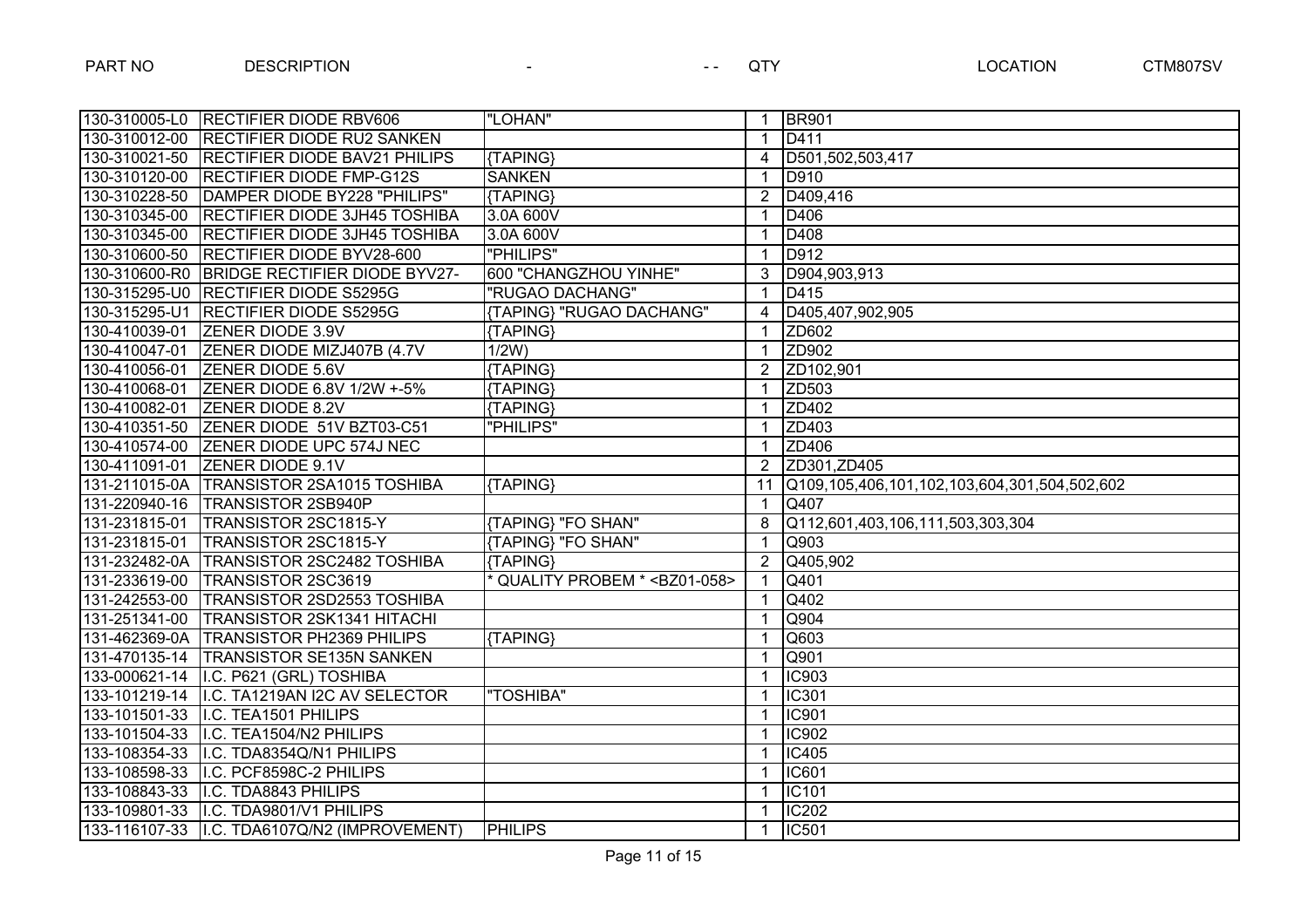| PART NO | DESCRIPTION | - | - - QTY | LOCATION |
|---|---|---|---|---|
| 130-310005-L0 | RECTIFIER DIODE RBV606 | "LOHAN" | 1 | BR901 |
| 130-310012-00 | RECTIFIER DIODE RU2 SANKEN | | 1 | D411 |
| 130-310021-50 | RECTIFIER DIODE BAV21 PHILIPS | {TAPING} | 4 | D501,502,503,417 |
| 130-310120-00 | RECTIFIER DIODE FMP-G12S | SANKEN | 1 | D910 |
| 130-310228-50 | DAMPER DIODE BY228 "PHILIPS" | {TAPING} | 2 | D409,416 |
| 130-310345-00 | RECTIFIER DIODE 3JH45 TOSHIBA | 3.0A 600V | 1 | D406 |
| 130-310345-00 | RECTIFIER DIODE 3JH45 TOSHIBA | 3.0A 600V | 1 | D408 |
| 130-310600-50 | RECTIFIER DIODE BYV28-600 | "PHILIPS" | 1 | D912 |
| 130-310600-R0 | BRIDGE RECTIFIER DIODE BYV27- | 600 "CHANGZHOU YINHE" | 3 | D904,903,913 |
| 130-315295-U0 | RECTIFIER DIODE S5295G | "RUGAO DACHANG" | 1 | D415 |
| 130-315295-U1 | RECTIFIER DIODE S5295G | {TAPING} "RUGAO DACHANG" | 4 | D405,407,902,905 |
| 130-410039-01 | ZENER DIODE 3.9V | {TAPING} | 1 | ZD602 |
| 130-410047-01 | ZENER DIODE MIZJ407B (4.7V | 1/2W) | 1 | ZD902 |
| 130-410056-01 | ZENER DIODE 5.6V | {TAPING} | 2 | ZD102,901 |
| 130-410068-01 | ZENER DIODE 6.8V 1/2W +-5% | {TAPING} | 1 | ZD503 |
| 130-410082-01 | ZENER DIODE 8.2V | {TAPING} | 1 | ZD402 |
| 130-410351-50 | ZENER DIODE 51V BZT03-C51 | "PHILIPS" | 1 | ZD403 |
| 130-410574-00 | ZENER DIODE UPC 574J NEC | | 1 | ZD406 |
| 130-411091-01 | ZENER DIODE 9.1V | | 2 | ZD301,ZD405 |
| 131-211015-0A | TRANSISTOR 2SA1015 TOSHIBA | {TAPING} | 11 | Q109,105,406,101,102,103,604,301,504,502,602 |
| 131-220940-16 | TRANSISTOR 2SB940P | | 1 | Q407 |
| 131-231815-01 | TRANSISTOR 2SC1815-Y | {TAPING} "FO SHAN" | 8 | Q112,601,403,106,111,503,303,304 |
| 131-231815-01 | TRANSISTOR 2SC1815-Y | {TAPING} "FO SHAN" | 1 | Q903 |
| 131-232482-0A | TRANSISTOR 2SC2482 TOSHIBA | {TAPING} | 2 | Q405,902 |
| 131-233619-00 | TRANSISTOR 2SC3619 | * QUALITY PROBEM * <BZ01-058> | 1 | Q401 |
| 131-242553-00 | TRANSISTOR 2SD2553 TOSHIBA | | 1 | Q402 |
| 131-251341-00 | TRANSISTOR 2SK1341 HITACHI | | 1 | Q904 |
| 131-462369-0A | TRANSISTOR PH2369 PHILIPS | {TAPING} | 1 | Q603 |
| 131-470135-14 | TRANSISTOR SE135N SANKEN | | 1 | Q901 |
| 133-000621-14 | I.C. P621 (GRL) TOSHIBA | | 1 | IC903 |
| 133-101219-14 | I.C. TA1219AN I2C AV SELECTOR | "TOSHIBA" | 1 | IC301 |
| 133-101501-33 | I.C. TEA1501 PHILIPS | | 1 | IC901 |
| 133-101504-33 | I.C. TEA1504/N2 PHILIPS | | 1 | IC902 |
| 133-108354-33 | I.C. TDA8354Q/N1 PHILIPS | | 1 | IC405 |
| 133-108598-33 | I.C. PCF8598C-2 PHILIPS | | 1 | IC601 |
| 133-108843-33 | I.C. TDA8843 PHILIPS | | 1 | IC101 |
| 133-109801-33 | I.C. TDA9801/V1 PHILIPS | | 1 | IC202 |
| 133-116107-33 | I.C. TDA6107Q/N2 (IMPROVEMENT) | PHILIPS | 1 | IC501 |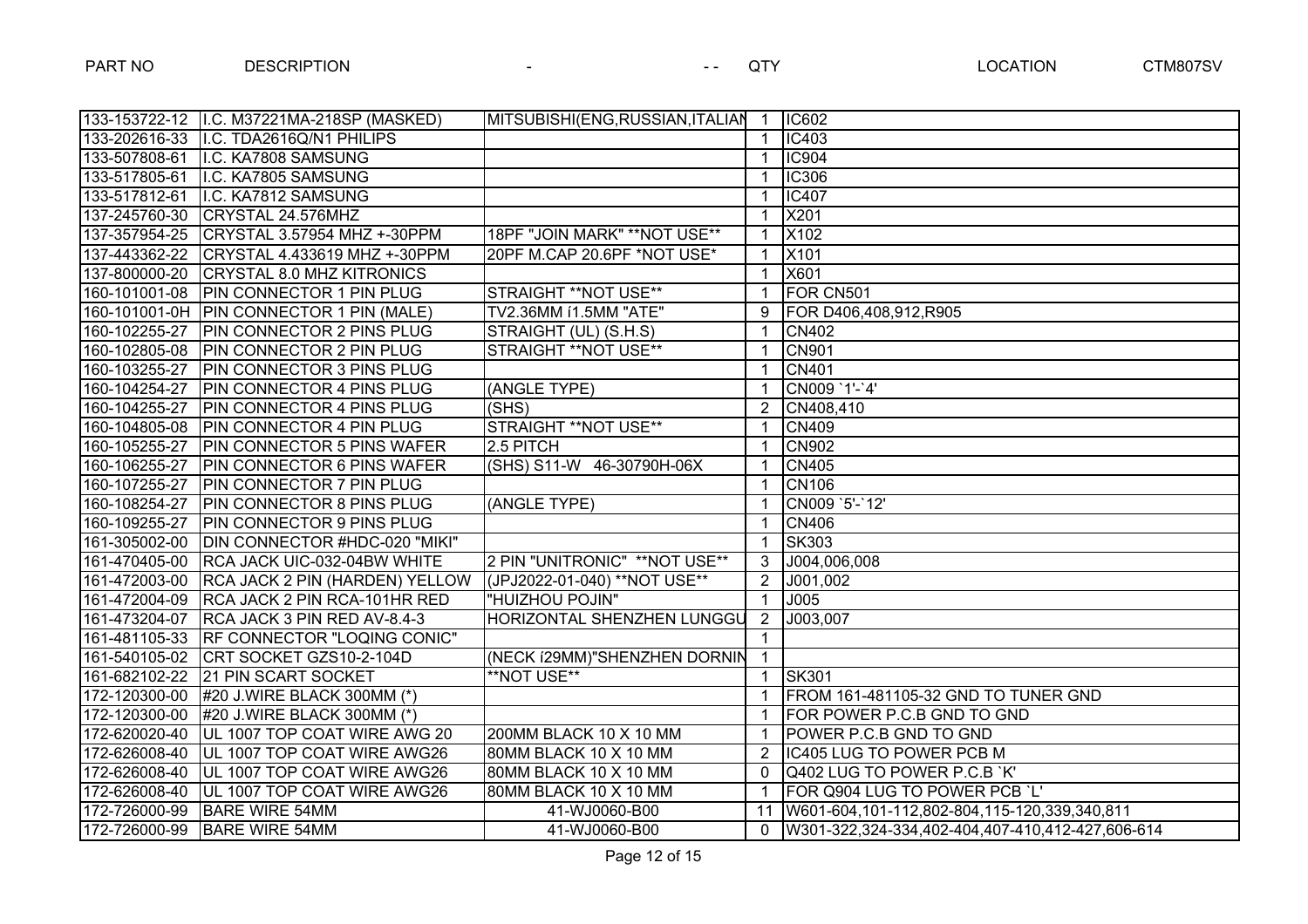| PART NO | DESCRIPTION | - | QTY | LOCATION |
|---|---|---|---|---|
| 133-153722-12 | I.C. M37221MA-218SP (MASKED) | MITSUBISHI(ENG,RUSSIAN,ITALIAN | 1 | IC602 |
| 133-202616-33 | I.C. TDA2616Q/N1 PHILIPS | | 1 | IC403 |
| 133-507808-61 | I.C. KA7808 SAMSUNG | | 1 | IC904 |
| 133-517805-61 | I.C. KA7805 SAMSUNG | | 1 | IC306 |
| 133-517812-61 | I.C. KA7812 SAMSUNG | | 1 | IC407 |
| 137-245760-30 | CRYSTAL 24.576MHZ | | 1 | X201 |
| 137-357954-25 | CRYSTAL 3.57954 MHZ +-30PPM | 18PF "JOIN MARK" **NOT USE** | 1 | X102 |
| 137-443362-22 | CRYSTAL 4.433619 MHZ +-30PPM | 20PF M.CAP 20.6PF *NOT USE* | 1 | X101 |
| 137-800000-20 | CRYSTAL 8.0 MHZ KITRONICS | | 1 | X601 |
| 160-101001-08 | PIN CONNECTOR 1 PIN PLUG | STRAIGHT **NOT USE** | 1 | FOR CN501 |
| 160-101001-0H | PIN CONNECTOR 1 PIN (MALE) | TV2.36MM í1.5MM "ATE" | 9 | FOR D406,408,912,R905 |
| 160-102255-27 | PIN CONNECTOR 2 PINS PLUG | STRAIGHT (UL) (S.H.S) | 1 | CN402 |
| 160-102805-08 | PIN CONNECTOR 2 PIN PLUG | STRAIGHT **NOT USE** | 1 | CN901 |
| 160-103255-27 | PIN CONNECTOR 3 PINS PLUG | | 1 | CN401 |
| 160-104254-27 | PIN CONNECTOR 4 PINS PLUG | (ANGLE TYPE) | 1 | CN009 `1'-`4' |
| 160-104255-27 | PIN CONNECTOR 4 PINS PLUG | (SHS) | 2 | CN408,410 |
| 160-104805-08 | PIN CONNECTOR 4 PIN PLUG | STRAIGHT **NOT USE** | 1 | CN409 |
| 160-105255-27 | PIN CONNECTOR 5 PINS WAFER | 2.5 PITCH | 1 | CN902 |
| 160-106255-27 | PIN CONNECTOR 6 PINS WAFER | (SHS) S11-W 46-30790H-06X | 1 | CN405 |
| 160-107255-27 | PIN CONNECTOR 7 PIN PLUG | | 1 | CN106 |
| 160-108254-27 | PIN CONNECTOR 8 PINS PLUG | (ANGLE TYPE) | 1 | CN009 `5'-`12' |
| 160-109255-27 | PIN CONNECTOR 9 PINS PLUG | | 1 | CN406 |
| 161-305002-00 | DIN CONNECTOR #HDC-020 "MIKI" | | 1 | SK303 |
| 161-470405-00 | RCA JACK UIC-032-04BW WHITE | 2 PIN "UNITRONIC" **NOT USE** | 3 | J004,006,008 |
| 161-472003-00 | RCA JACK 2 PIN (HARDEN) YELLOW | (JPJ2022-01-040) **NOT USE** | 2 | J001,002 |
| 161-472004-09 | RCA JACK 2 PIN RCA-101HR RED | "HUIZHOU POJIN" | 1 | J005 |
| 161-473204-07 | RCA JACK 3 PIN RED AV-8.4-3 | HORIZONTAL SHENZHEN LUNGGU | 2 | J003,007 |
| 161-481105-33 | RF CONNECTOR "LOQING CONIC" | | 1 | |
| 161-540105-02 | CRT SOCKET GZS10-2-104D | (NECK í29MM)"SHENZHEN DORNIN | 1 | |
| 161-682102-22 | 21 PIN SCART SOCKET | **NOT USE** | 1 | SK301 |
| 172-120300-00 | #20 J.WIRE BLACK 300MM (*) | | 1 | FROM 161-481105-32 GND TO TUNER GND |
| 172-120300-00 | #20 J.WIRE BLACK 300MM (*) | | 1 | FOR POWER P.C.B GND TO GND |
| 172-620020-40 | UL 1007 TOP COAT WIRE AWG 20 | 200MM BLACK 10 X 10 MM | 1 | POWER P.C.B GND TO GND |
| 172-626008-40 | UL 1007 TOP COAT WIRE AWG26 | 80MM BLACK 10 X 10 MM | 2 | IC405 LUG TO POWER PCB M |
| 172-626008-40 | UL 1007 TOP COAT WIRE AWG26 | 80MM BLACK 10 X 10 MM | 0 | Q402 LUG TO POWER P.C.B `K' |
| 172-626008-40 | UL 1007 TOP COAT WIRE AWG26 | 80MM BLACK 10 X 10 MM | 1 | FOR Q904 LUG TO POWER PCB `L' |
| 172-726000-99 | BARE WIRE 54MM | 41-WJ0060-B00 | 11 | W601-604,101-112,802-804,115-120,339,340,811 |
| 172-726000-99 | BARE WIRE 54MM | 41-WJ0060-B00 | 0 | W301-322,324-334,402-404,407-410,412-427,606-614 |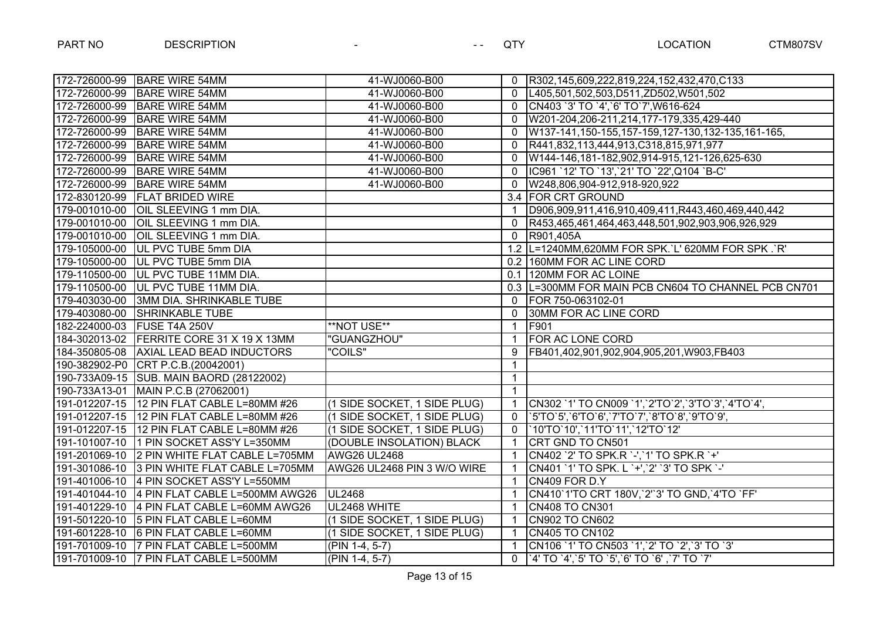| PART NO | DESCRIPTION | - | QTY | LOCATION |
|---|---|---|---|---|
| 172-726000-99 | BARE WIRE 54MM | 41-WJ0060-B00 | 0 | R302,145,609,222,819,224,152,432,470,C133 |
| 172-726000-99 | BARE WIRE 54MM | 41-WJ0060-B00 | 0 | L405,501,502,503,D511,ZD502,W501,502 |
| 172-726000-99 | BARE WIRE 54MM | 41-WJ0060-B00 | 0 | CN403 `3' TO `4',`6' TO`7',W616-624 |
| 172-726000-99 | BARE WIRE 54MM | 41-WJ0060-B00 | 0 | W201-204,206-211,214,177-179,335,429-440 |
| 172-726000-99 | BARE WIRE 54MM | 41-WJ0060-B00 | 0 | W137-141,150-155,157-159,127-130,132-135,161-165, |
| 172-726000-99 | BARE WIRE 54MM | 41-WJ0060-B00 | 0 | R441,832,113,444,913,C318,815,971,977 |
| 172-726000-99 | BARE WIRE 54MM | 41-WJ0060-B00 | 0 | W144-146,181-182,902,914-915,121-126,625-630 |
| 172-726000-99 | BARE WIRE 54MM | 41-WJ0060-B00 | 0 | IC961 `12' TO `13',`21' TO `22',Q104 `B-C' |
| 172-726000-99 | BARE WIRE 54MM | 41-WJ0060-B00 | 0 | W248,806,904-912,918-920,922 |
| 172-830120-99 | FLAT BRIDED WIRE | | 3.4 | FOR CRT GROUND |
| 179-001010-00 | OIL SLEEVING 1 mm DIA. | | 1 | D906,909,911,416,910,409,411,R443,460,469,440,442 |
| 179-001010-00 | OIL SLEEVING 1 mm DIA. | | 0 | R453,465,461,464,463,448,501,902,903,906,926,929 |
| 179-001010-00 | OIL SLEEVING 1 mm DIA. | | 0 | R901,405A |
| 179-105000-00 | UL PVC TUBE 5mm DIA | | 1.2 | L=1240MM,620MM FOR SPK.`L' 620MM FOR SPK .`R' |
| 179-105000-00 | UL PVC TUBE 5mm DIA | | 0.2 | 160MM FOR AC LINE CORD |
| 179-110500-00 | UL PVC TUBE 11MM DIA. | | 0.1 | 120MM FOR AC LOINE |
| 179-110500-00 | UL PVC TUBE 11MM DIA. | | 0.3 | L=300MM FOR MAIN PCB CN604 TO CHANNEL PCB CN701 |
| 179-403030-00 | 3MM DIA. SHRINKABLE TUBE | | 0 | FOR 750-063102-01 |
| 179-403080-00 | SHRINKABLE TUBE | | 0 | 30MM FOR AC LINE CORD |
| 182-224000-03 | FUSE T4A 250V | **NOT USE** | 1 | F901 |
| 184-302013-02 | FERRITE CORE 31 X 19 X 13MM | "GUANGZHOU" | 1 | FOR AC LONE CORD |
| 184-350805-08 | AXIAL LEAD BEAD INDUCTORS | "COILS" | 9 | FB401,402,901,902,904,905,201,W903,FB403 |
| 190-382902-P0 | CRT P.C.B.(20042001) | | 1 | |
| 190-733A09-15 | SUB. MAIN BAORD (28122002) | | 1 | |
| 190-733A13-01 | MAIN P.C.B (27062001) | | 1 | |
| 191-012207-15 | 12 PIN FLAT CABLE L=80MM #26 | (1 SIDE SOCKET, 1 SIDE PLUG) | 1 | CN302 `1' TO CN009 `1',`2'TO`2',`3'TO`3',`4'TO`4', |
| 191-012207-15 | 12 PIN FLAT CABLE L=80MM #26 | (1 SIDE SOCKET, 1 SIDE PLUG) | 0 | `5'TO`5',`6'TO`6',`7'TO`7',`8'TO`8',`9'TO`9', |
| 191-012207-15 | 12 PIN FLAT CABLE L=80MM #26 | (1 SIDE SOCKET, 1 SIDE PLUG) | 0 | `10'TO`10',`11'TO`11',`12'TO`12' |
| 191-101007-10 | 1 PIN SOCKET ASS'Y L=350MM | (DOUBLE INSOLATION) BLACK | 1 | CRT GND TO CN501 |
| 191-201069-10 | 2 PIN WHITE FLAT CABLE L=705MM | AWG26 UL2468 | 1 | CN402 `2' TO SPK.R `-',`1' TO SPK.R `+' |
| 191-301086-10 | 3 PIN WHITE FLAT CABLE L=705MM | AWG26 UL2468 PIN 3 W/O WIRE | 1 | CN401 `1' TO SPK. L `+',`2' `3' TO SPK `-' |
| 191-401006-10 | 4 PIN SOCKET ASS'Y L=550MM | | 1 | CN409 FOR D.Y |
| 191-401044-10 | 4 PIN FLAT CABLE L=500MM AWG26 | UL2468 | 1 | CN410`1'TO CRT 180V,`2'`3' TO GND,`4'TO `FF' |
| 191-401229-10 | 4 PIN FLAT CABLE L=60MM AWG26 | UL2468 WHITE | 1 | CN408 TO CN301 |
| 191-501220-10 | 5 PIN FLAT CABLE L=60MM | (1 SIDE SOCKET, 1 SIDE PLUG) | 1 | CN902 TO CN602 |
| 191-601228-10 | 6 PIN FLAT CABLE L=60MM | (1 SIDE SOCKET, 1 SIDE PLUG) | 1 | CN405 TO CN102 |
| 191-701009-10 | 7 PIN FLAT CABLE L=500MM | (PIN 1-4, 5-7) | 1 | CN106 `1' TO CN503 `1',`2' TO `2',`3' TO `3' |
| 191-701009-10 | 7 PIN FLAT CABLE L=500MM | (PIN 1-4, 5-7) | 0 | `4' TO `4',`5' TO `5',`6' TO `6' ,`7' TO `7' |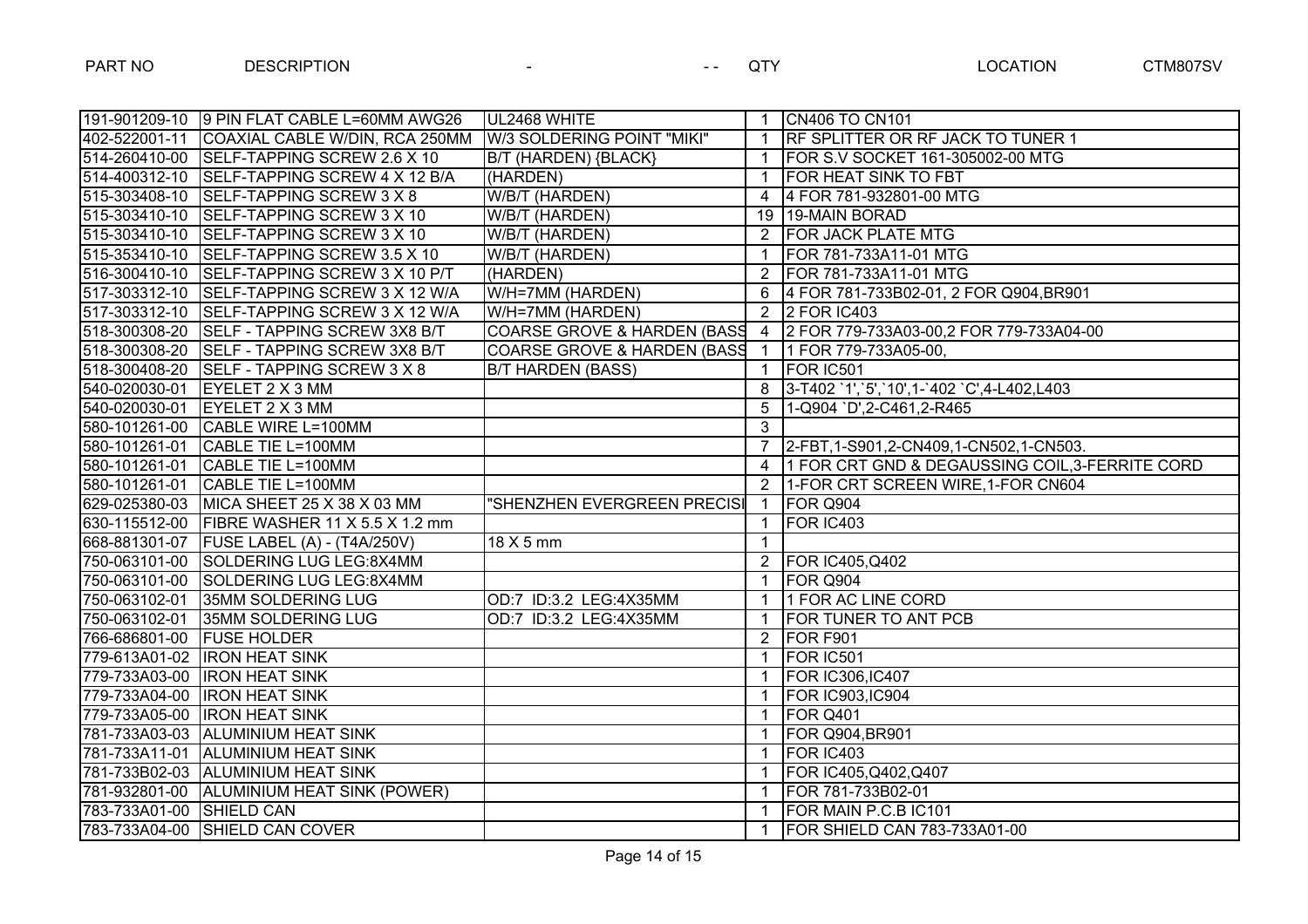| PART NO | DESCRIPTION | - - - | QTY | LOCATION |
|---|---|---|---|---|
| 191-901209-10 | 9 PIN FLAT CABLE L=60MM AWG26 | UL2468 WHITE | 1 | CN406 TO CN101 |
| 402-522001-11 | COAXIAL CABLE W/DIN, RCA 250MM | W/3 SOLDERING POINT "MIKI" | 1 | RF SPLITTER OR RF JACK TO TUNER 1 |
| 514-260410-00 | SELF-TAPPING SCREW 2.6 X 10 | B/T (HARDEN) {BLACK} | 1 | FOR S.V SOCKET 161-305002-00 MTG |
| 514-400312-10 | SELF-TAPPING SCREW 4 X 12 B/A | (HARDEN) | 1 | FOR HEAT SINK TO FBT |
| 515-303408-10 | SELF-TAPPING SCREW 3 X 8 | W/B/T (HARDEN) | 4 | 4 FOR 781-932801-00 MTG |
| 515-303410-10 | SELF-TAPPING SCREW 3 X 10 | W/B/T (HARDEN) | 19 | 19-MAIN BORAD |
| 515-303410-10 | SELF-TAPPING SCREW 3 X 10 | W/B/T (HARDEN) | 2 | FOR JACK PLATE MTG |
| 515-353410-10 | SELF-TAPPING SCREW 3.5 X 10 | W/B/T (HARDEN) | 1 | FOR 781-733A11-01 MTG |
| 516-300410-10 | SELF-TAPPING SCREW 3 X 10 P/T | (HARDEN) | 2 | FOR 781-733A11-01 MTG |
| 517-303312-10 | SELF-TAPPING SCREW 3 X 12 W/A | W/H=7MM (HARDEN) | 6 | 4 FOR 781-733B02-01, 2 FOR Q904,BR901 |
| 517-303312-10 | SELF-TAPPING SCREW 3 X 12 W/A | W/H=7MM (HARDEN) | 2 | 2 FOR IC403 |
| 518-300308-20 | SELF - TAPPING SCREW 3X8 B/T | COARSE GROVE & HARDEN (BASS | 4 | 2 FOR 779-733A03-00,2 FOR 779-733A04-00 |
| 518-300308-20 | SELF - TAPPING SCREW 3X8 B/T | COARSE GROVE & HARDEN (BASS | 1 | 1 FOR 779-733A05-00, |
| 518-300408-20 | SELF - TAPPING SCREW 3 X 8 | B/T HARDEN (BASS) | 1 | FOR IC501 |
| 540-020030-01 | EYELET 2 X 3 MM | | 8 | 3-T402 `1',`5',`10',1-`402 `C',4-L402,L403 |
| 540-020030-01 | EYELET 2 X 3 MM | | 5 | 1-Q904 `D',2-C461,2-R465 |
| 580-101261-00 | CABLE WIRE L=100MM | | 3 | |
| 580-101261-01 | CABLE TIE L=100MM | | 7 | 2-FBT,1-S901,2-CN409,1-CN502,1-CN503. |
| 580-101261-01 | CABLE TIE L=100MM | | 4 | 1 FOR CRT GND & DEGAUSSING COIL,3-FERRITE CORD |
| 580-101261-01 | CABLE TIE L=100MM | | 2 | 1-FOR CRT SCREEN WIRE,1-FOR CN604 |
| 629-025380-03 | MICA SHEET 25 X 38 X 03 MM | "SHENZHEN EVERGREEN PRECISI | 1 | FOR Q904 |
| 630-115512-00 | FIBRE WASHER 11 X 5.5 X 1.2 mm | | 1 | FOR IC403 |
| 668-881301-07 | FUSE LABEL (A) - (T4A/250V) | 18 X 5 mm | 1 | |
| 750-063101-00 | SOLDERING LUG LEG:8X4MM | | 2 | FOR IC405,Q402 |
| 750-063101-00 | SOLDERING LUG LEG:8X4MM | | 1 | FOR Q904 |
| 750-063102-01 | 35MM SOLDERING LUG | OD:7 ID:3.2 LEG:4X35MM | 1 | 1 FOR AC LINE CORD |
| 750-063102-01 | 35MM SOLDERING LUG | OD:7 ID:3.2 LEG:4X35MM | 1 | FOR TUNER TO ANT PCB |
| 766-686801-00 | FUSE HOLDER | | 2 | FOR F901 |
| 779-613A01-02 | IRON HEAT SINK | | 1 | FOR IC501 |
| 779-733A03-00 | IRON HEAT SINK | | 1 | FOR IC306,IC407 |
| 779-733A04-00 | IRON HEAT SINK | | 1 | FOR IC903,IC904 |
| 779-733A05-00 | IRON HEAT SINK | | 1 | FOR Q401 |
| 781-733A03-03 | ALUMINIUM HEAT SINK | | 1 | FOR Q904,BR901 |
| 781-733A11-01 | ALUMINIUM HEAT SINK | | 1 | FOR IC403 |
| 781-733B02-03 | ALUMINIUM HEAT SINK | | 1 | FOR IC405,Q402,Q407 |
| 781-932801-00 | ALUMINIUM HEAT SINK (POWER) | | 1 | FOR 781-733B02-01 |
| 783-733A01-00 | SHIELD CAN | | 1 | FOR MAIN P.C.B IC101 |
| 783-733A04-00 | SHIELD CAN COVER | | 1 | FOR SHIELD CAN 783-733A01-00 |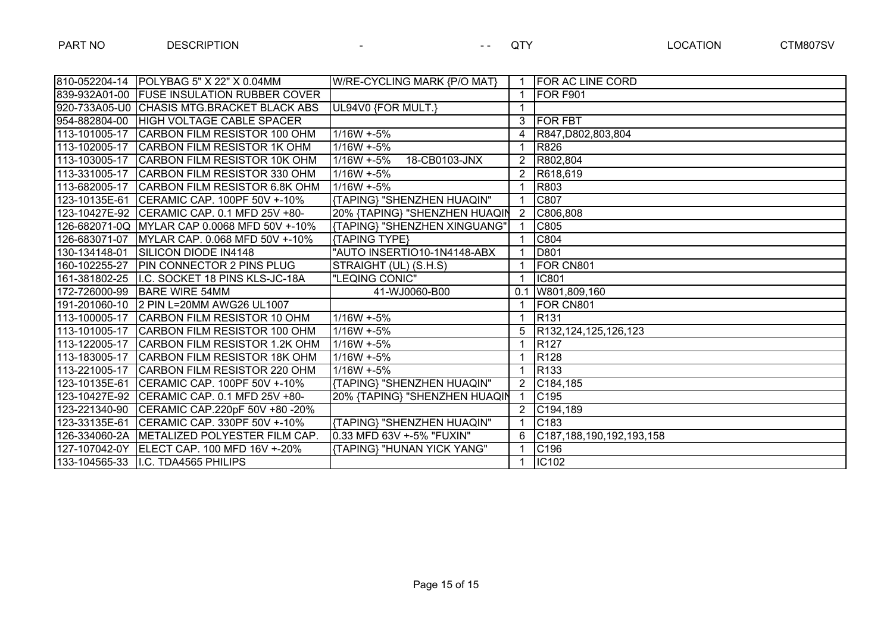| PART NO | DESCRIPTION | - | QTY | LOCATION |
|---|---|---|---|---|
| 810-052204-14 | POLYBAG 5" X 22" X 0.04MM | W/RE-CYCLING MARK {P/O MAT} | 1 | FOR AC LINE CORD |
| 839-932A01-00 | FUSE INSULATION RUBBER COVER | | 1 | FOR F901 |
| 920-733A05-U0 | CHASIS MTG.BRACKET BLACK ABS | UL94V0 {FOR MULT.} | 1 | |
| 954-882804-00 | HIGH VOLTAGE CABLE SPACER | | 3 | FOR FBT |
| 113-101005-17 | CARBON FILM RESISTOR 100 OHM | 1/16W +-5% | 4 | R847,D802,803,804 |
| 113-102005-17 | CARBON FILM RESISTOR 1K OHM | 1/16W +-5% | 1 | R826 |
| 113-103005-17 | CARBON FILM RESISTOR 10K OHM | 1/16W +-5% 18-CB0103-JNX | 2 | R802,804 |
| 113-331005-17 | CARBON FILM RESISTOR 330 OHM | 1/16W +-5% | 2 | R618,619 |
| 113-682005-17 | CARBON FILM RESISTOR 6.8K OHM | 1/16W +-5% | 1 | R803 |
| 123-10135E-61 | CERAMIC CAP. 100PF 50V +-10% | {TAPING} "SHENZHEN HUAQIN" | 1 | C807 |
| 123-10427E-92 | CERAMIC CAP. 0.1 MFD 25V +80- | 20% {TAPING} "SHENZHEN HUAQIN | 2 | C806,808 |
| 126-682071-0Q | MYLAR CAP 0.0068 MFD 50V +-10% | {TAPING} "SHENZHEN XINGUANG" | 1 | C805 |
| 126-683071-07 | MYLAR CAP. 0.068 MFD 50V +-10% | {TAPING TYPE} | 1 | C804 |
| 130-134148-01 | SILICON DIODE IN4148 | "AUTO INSERTIO10-1N4148-ABX | 1 | D801 |
| 160-102255-27 | PIN CONNECTOR 2 PINS PLUG | STRAIGHT (UL) (S.H.S) | 1 | FOR CN801 |
| 161-381802-25 | I.C. SOCKET 18 PINS KLS-JC-18A | "LEQING CONIC" | 1 | IC801 |
| 172-726000-99 | BARE WIRE 54MM | 41-WJ0060-B00 | 0.1 | W801,809,160 |
| 191-201060-10 | 2 PIN L=20MM AWG26 UL1007 | | 1 | FOR CN801 |
| 113-100005-17 | CARBON FILM RESISTOR 10 OHM | 1/16W +-5% | 1 | R131 |
| 113-101005-17 | CARBON FILM RESISTOR 100 OHM | 1/16W +-5% | 5 | R132,124,125,126,123 |
| 113-122005-17 | CARBON FILM RESISTOR 1.2K OHM | 1/16W +-5% | 1 | R127 |
| 113-183005-17 | CARBON FILM RESISTOR 18K OHM | 1/16W +-5% | 1 | R128 |
| 113-221005-17 | CARBON FILM RESISTOR 220 OHM | 1/16W +-5% | 1 | R133 |
| 123-10135E-61 | CERAMIC CAP. 100PF 50V +-10% | {TAPING} "SHENZHEN HUAQIN" | 2 | C184,185 |
| 123-10427E-92 | CERAMIC CAP. 0.1 MFD 25V +80- | 20% {TAPING} "SHENZHEN HUAQIN | 1 | C195 |
| 123-221340-90 | CERAMIC CAP.220pF 50V +80 -20% | | 2 | C194,189 |
| 123-33135E-61 | CERAMIC CAP. 330PF 50V +-10% | {TAPING} "SHENZHEN HUAQIN" | 1 | C183 |
| 126-334060-2A | METALIZED POLYESTER FILM CAP. | 0.33 MFD 63V +-5% "FUXIN" | 6 | C187,188,190,192,193,158 |
| 127-107042-0Y | ELECT CAP. 100 MFD 16V +-20% | {TAPING} "HUNAN YICK YANG" | 1 | C196 |
| 133-104565-33 | I.C. TDA4565 PHILIPS | | 1 | IC102 |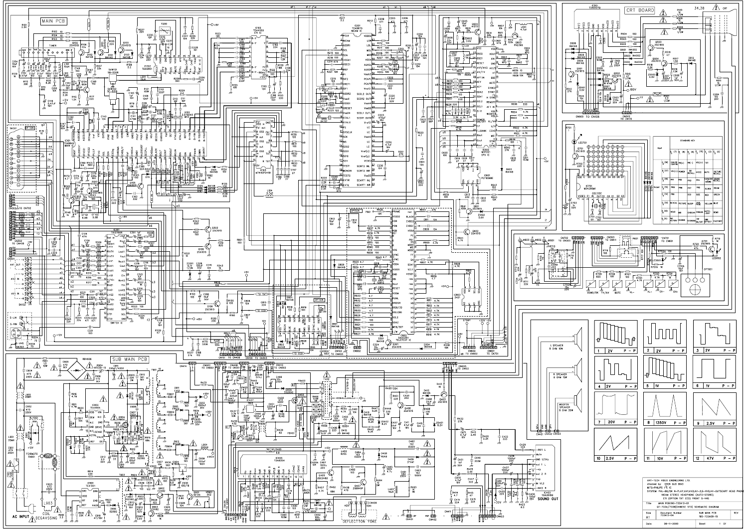MAIN PCB

SUB MAIN PCB

CRT BOARD

AC INPUT

DEGAUSSING COIL

DEFLECTION YOKE

SOUND OUT

L SPEAKER 8 OHM 10W

R SPEAKER 8 OHM 10W

WOOFER SPEAKER 8 OHM 20W

STANDARD KEY

1 2V P - P

2 2V P - P

3 3V P - P

4 2V P - P

5 1V P - P

6 1V P - P

7 20V P - P

8 1350V P - P

9 2.5V P - P

10 2.5V P - P

11 10V P - P

12 47V P - P

ART-TECH VIDEO ENGINEERING LTD.

checked by: CHEN GUO BIAO

MITSU-PHILIPS I2C IC

SYSTEM PAL-BG/DK N-PLAY,AV1,AV2,AV3-S-VHS,AV-OUTSCART HEAD PHONE

NICAM STEREO HEADPHONE (AUTO-STORE)

C11 (OPTION TXT CCD) FRONT S-VHS

Title MAIN PCB(190-733A13-01)

QT-733A/733B(CHINESE STD) SCHEMATIC DIAGRAM

Size A1

Document Number 733A13-04

SUB MAIN PCB 190-733A09-15

REV

Date: 04-11-2000

Sheet 1 of 1